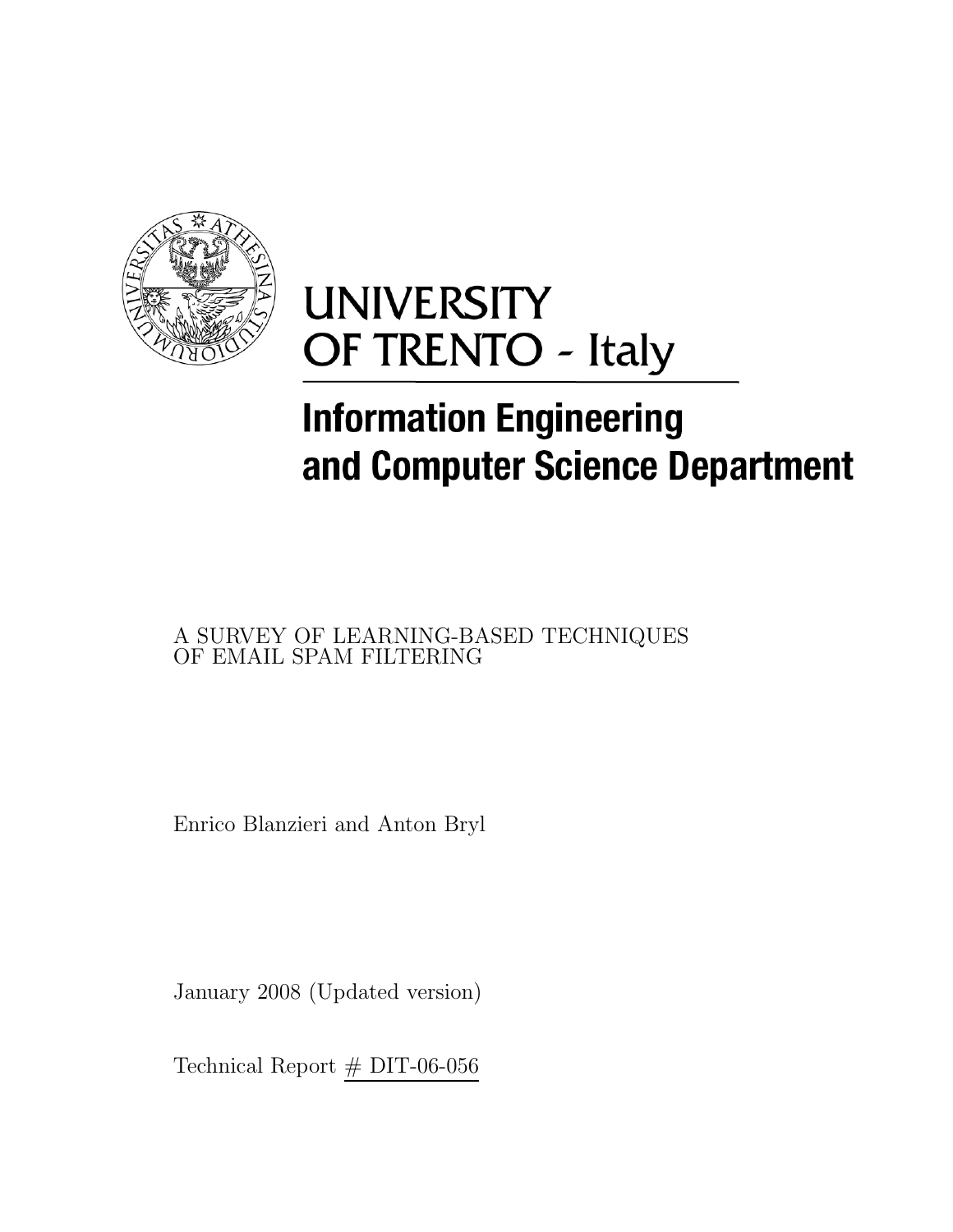# UNIVERSITY OF TRENTO - Italy

## Information Engineering and Computer Science Department

A SURVEY OF LEARNING-BASED TECHNIQUES OF EMAIL SPAM FILTERING

Enrico Blanzieri and Anton Bryl

January 2008 (Updated version)

Technical Report # DIT-06-056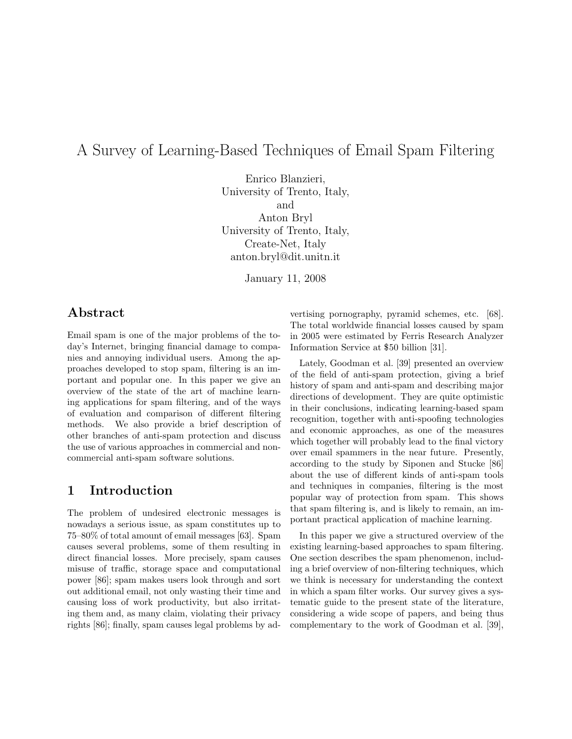# A Survey of Learning-Based Techniques of Email Spam Filtering

Enrico Blanzieri,
University of Trento, Italy,
and
Anton Bryl
University of Trento, Italy,
Create-Net, Italy
anton.bryl@dit.unitn.it

January 11, 2008

## Abstract

Email spam is one of the major problems of the today's Internet, bringing financial damage to companies and annoying individual users. Among the approaches developed to stop spam, filtering is an important and popular one. In this paper we give an overview of the state of the art of machine learning applications for spam filtering, and of the ways of evaluation and comparison of different filtering methods. We also provide a brief description of other branches of anti-spam protection and discuss the use of various approaches in commercial and non-commercial anti-spam software solutions.

## 1 Introduction

The problem of undesired electronic messages is nowadays a serious issue, as spam constitutes up to 75–80% of total amount of email messages [63]. Spam causes several problems, some of them resulting in direct financial losses. More precisely, spam causes misuse of traffic, storage space and computational power [86]; spam makes users look through and sort out additional email, not only wasting their time and causing loss of work productivity, but also irritating them and, as many claim, violating their privacy rights [86]; finally, spam causes legal problems by advertising pornography, pyramid schemes, etc. [68]. The total worldwide financial losses caused by spam in 2005 were estimated by Ferris Research Analyzer Information Service at $50 billion [31].

Lately, Goodman et al. [39] presented an overview of the field of anti-spam protection, giving a brief history of spam and anti-spam and describing major directions of development. They are quite optimistic in their conclusions, indicating learning-based spam recognition, together with anti-spoofing technologies and economic approaches, as one of the measures which together will probably lead to the final victory over email spammers in the near future. Presently, according to the study by Siponen and Stucke [86] about the use of different kinds of anti-spam tools and techniques in companies, filtering is the most popular way of protection from spam. This shows that spam filtering is, and is likely to remain, an important practical application of machine learning.

In this paper we give a structured overview of the existing learning-based approaches to spam filtering. One section describes the spam phenomenon, including a brief overview of non-filtering techniques, which we think is necessary for understanding the context in which a spam filter works. Our survey gives a systematic guide to the present state of the literature, considering a wide scope of papers, and being thus complementary to the work of Goodman et al. [39],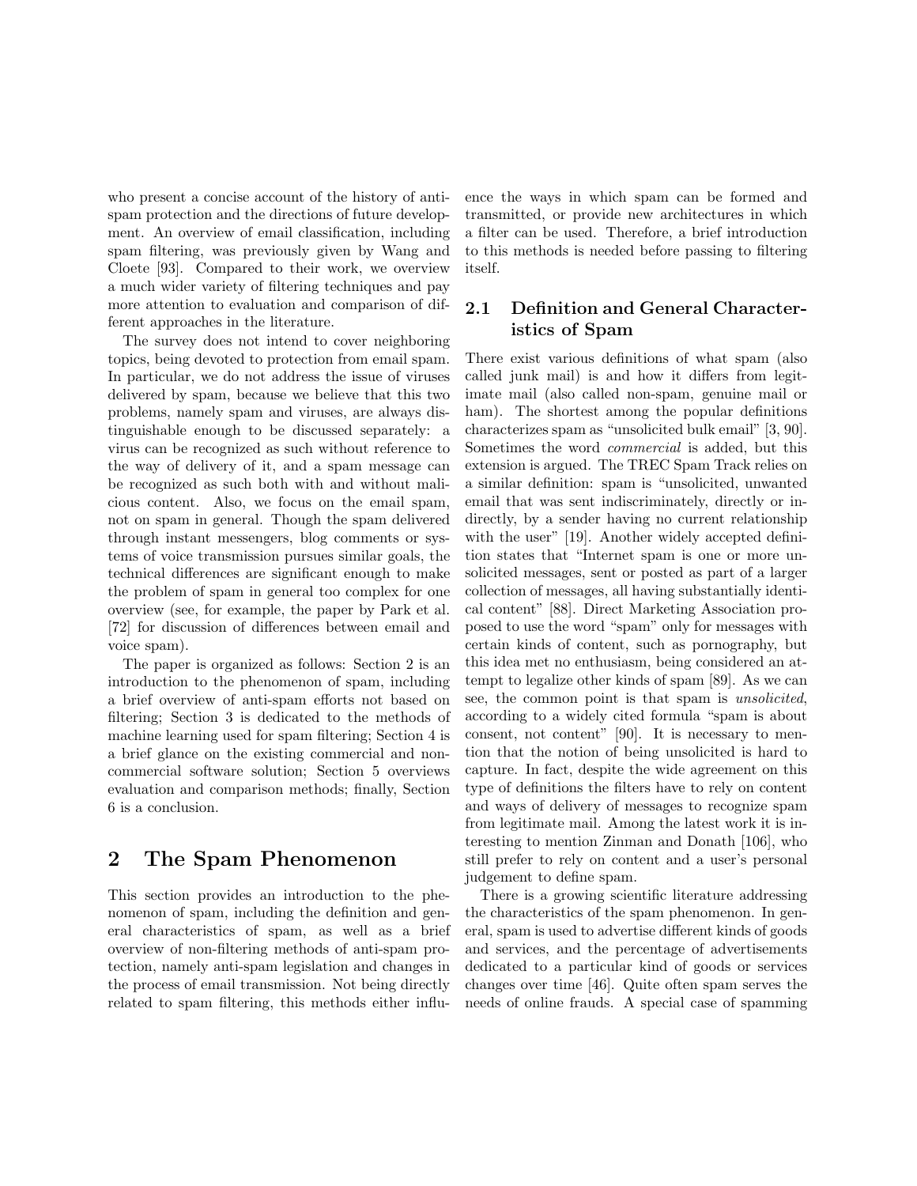who present a concise account of the history of anti-spam protection and the directions of future development. An overview of email classification, including spam filtering, was previously given by Wang and Cloete [93]. Compared to their work, we overview a much wider variety of filtering techniques and pay more attention to evaluation and comparison of different approaches in the literature.

The survey does not intend to cover neighboring topics, being devoted to protection from email spam. In particular, we do not address the issue of viruses delivered by spam, because we believe that this two problems, namely spam and viruses, are always distinguishable enough to be discussed separately: a virus can be recognized as such without reference to the way of delivery of it, and a spam message can be recognized as such both with and without malicious content. Also, we focus on the email spam, not on spam in general. Though the spam delivered through instant messengers, blog comments or systems of voice transmission pursues similar goals, the technical differences are significant enough to make the problem of spam in general too complex for one overview (see, for example, the paper by Park et al. [72] for discussion of differences between email and voice spam).

The paper is organized as follows: Section 2 is an introduction to the phenomenon of spam, including a brief overview of anti-spam efforts not based on filtering; Section 3 is dedicated to the methods of machine learning used for spam filtering; Section 4 is a brief glance on the existing commercial and non-commercial software solution; Section 5 overviews evaluation and comparison methods; finally, Section 6 is a conclusion.

# 2 The Spam Phenomenon

This section provides an introduction to the phenomenon of spam, including the definition and general characteristics of spam, as well as a brief overview of non-filtering methods of anti-spam protection, namely anti-spam legislation and changes in the process of email transmission. Not being directly related to spam filtering, this methods either influence the ways in which spam can be formed and transmitted, or provide new architectures in which a filter can be used. Therefore, a brief introduction to this methods is needed before passing to filtering itself.

## 2.1 Definition and General Characteristics of Spam

There exist various definitions of what spam (also called junk mail) is and how it differs from legitimate mail (also called non-spam, genuine mail or ham). The shortest among the popular definitions characterizes spam as "unsolicited bulk email" [3, 90]. Sometimes the word *commercial* is added, but this extension is argued. The TREC Spam Track relies on a similar definition: spam is "unsolicited, unwanted email that was sent indiscriminately, directly or indirectly, by a sender having no current relationship with the user" [19]. Another widely accepted definition states that "Internet spam is one or more unsolicited messages, sent or posted as part of a larger collection of messages, all having substantially identical content" [88]. Direct Marketing Association proposed to use the word "spam" only for messages with certain kinds of content, such as pornography, but this idea met no enthusiasm, being considered an attempt to legalize other kinds of spam [89]. As we can see, the common point is that spam is *unsolicited*, according to a widely cited formula "spam is about consent, not content" [90]. It is necessary to mention that the notion of being unsolicited is hard to capture. In fact, despite the wide agreement on this type of definitions the filters have to rely on content and ways of delivery of messages to recognize spam from legitimate mail. Among the latest work it is interesting to mention Zinman and Donath [106], who still prefer to rely on content and a user's personal judgement to define spam.

There is a growing scientific literature addressing the characteristics of the spam phenomenon. In general, spam is used to advertise different kinds of goods and services, and the percentage of advertisements dedicated to a particular kind of goods or services changes over time [46]. Quite often spam serves the needs of online frauds. A special case of spamming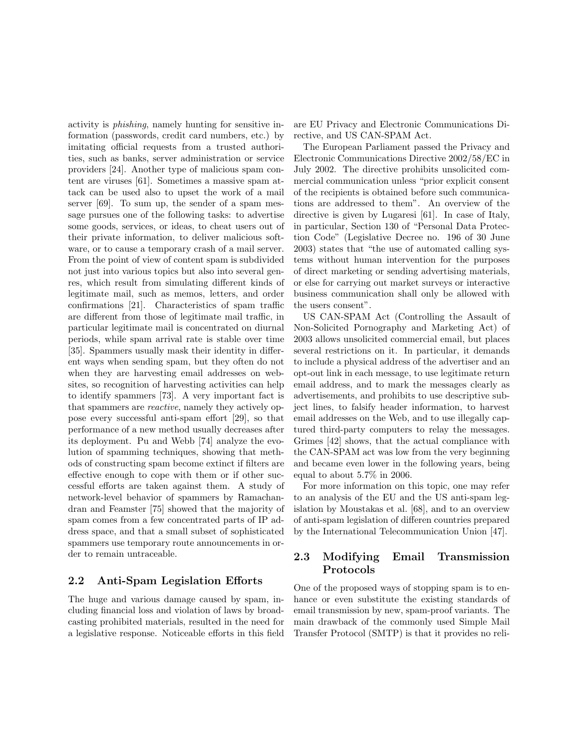activity is *phishing*, namely hunting for sensitive information (passwords, credit card numbers, etc.) by imitating official requests from a trusted authorities, such as banks, server administration or service providers [24]. Another type of malicious spam content are viruses [61]. Sometimes a massive spam attack can be used also to upset the work of a mail server [69]. To sum up, the sender of a spam message pursues one of the following tasks: to advertise some goods, services, or ideas, to cheat users out of their private information, to deliver malicious software, or to cause a temporary crash of a mail server. From the point of view of content spam is subdivided not just into various topics but also into several genres, which result from simulating different kinds of legitimate mail, such as memos, letters, and order confirmations [21]. Characteristics of spam traffic are different from those of legitimate mail traffic, in particular legitimate mail is concentrated on diurnal periods, while spam arrival rate is stable over time [35]. Spammers usually mask their identity in different ways when sending spam, but they often do not when they are harvesting email addresses on websites, so recognition of harvesting activities can help to identify spammers [73]. A very important fact is that spammers are *reactive*, namely they actively oppose every successful anti-spam effort [29], so that performance of a new method usually decreases after its deployment. Pu and Webb [74] analyze the evolution of spamming techniques, showing that methods of constructing spam become extinct if filters are effective enough to cope with them or if other successful efforts are taken against them. A study of network-level behavior of spammers by Ramachandran and Feamster [75] showed that the majority of spam comes from a few concentrated parts of IP address space, and that a small subset of sophisticated spammers use temporary route announcements in order to remain untraceable.

## 2.2 Anti-Spam Legislation Efforts

The huge and various damage caused by spam, including financial loss and violation of laws by broadcasting prohibited materials, resulted in the need for a legislative response. Noticeable efforts in this field are EU Privacy and Electronic Communications Directive, and US CAN-SPAM Act.

The European Parliament passed the Privacy and Electronic Communications Directive 2002/58/EC in July 2002. The directive prohibits unsolicited commercial communication unless "prior explicit consent of the recipients is obtained before such communications are addressed to them". An overview of the directive is given by Lugaresi [61]. In case of Italy, in particular, Section 130 of "Personal Data Protection Code" (Legislative Decree no. 196 of 30 June 2003) states that "the use of automated calling systems without human intervention for the purposes of direct marketing or sending advertising materials, or else for carrying out market surveys or interactive business communication shall only be allowed with the users consent".

US CAN-SPAM Act (Controlling the Assault of Non-Solicited Pornography and Marketing Act) of 2003 allows unsolicited commercial email, but places several restrictions on it. In particular, it demands to include a physical address of the advertiser and an opt-out link in each message, to use legitimate return email address, and to mark the messages clearly as advertisements, and prohibits to use descriptive subject lines, to falsify header information, to harvest email addresses on the Web, and to use illegally captured third-party computers to relay the messages. Grimes [42] shows, that the actual compliance with the CAN-SPAM act was low from the very beginning and became even lower in the following years, being equal to about 5.7% in 2006.

For more information on this topic, one may refer to an analysis of the EU and the US anti-spam legislation by Moustakas et al. [68], and to an overview of anti-spam legislation of differen countries prepared by the International Telecommunication Union [47].

## 2.3 Modifying Email Transmission Protocols

One of the proposed ways of stopping spam is to enhance or even substitute the existing standards of email transmission by new, spam-proof variants. The main drawback of the commonly used Simple Mail Transfer Protocol (SMTP) is that it provides no reli-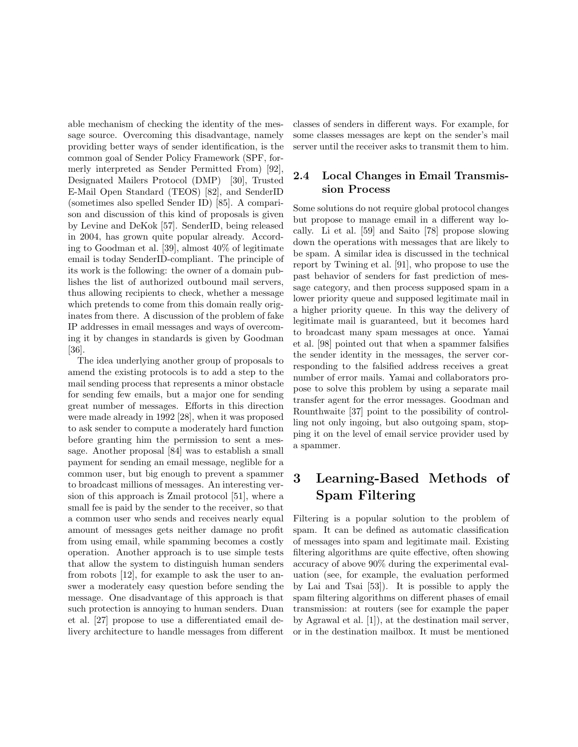able mechanism of checking the identity of the message source. Overcoming this disadvantage, namely providing better ways of sender identification, is the common goal of Sender Policy Framework (SPF, formerly interpreted as Sender Permitted From) [92], Designated Mailers Protocol (DMP) [30], Trusted E-Mail Open Standard (TEOS) [82], and SenderID (sometimes also spelled Sender ID) [85]. A comparison and discussion of this kind of proposals is given by Levine and DeKok [57]. SenderID, being released in 2004, has grown quite popular already. According to Goodman et al. [39], almost 40% of legitimate email is today SenderID-compliant. The principle of its work is the following: the owner of a domain publishes the list of authorized outbound mail servers, thus allowing recipients to check, whether a message which pretends to come from this domain really originates from there. A discussion of the problem of fake IP addresses in email messages and ways of overcoming it by changes in standards is given by Goodman [36].

The idea underlying another group of proposals to amend the existing protocols is to add a step to the mail sending process that represents a minor obstacle for sending few emails, but a major one for sending great number of messages. Efforts in this direction were made already in 1992 [28], when it was proposed to ask sender to compute a moderately hard function before granting him the permission to sent a message. Another proposal [84] was to establish a small payment for sending an email message, neglible for a common user, but big enough to prevent a spammer to broadcast millions of messages. An interesting version of this approach is Zmail protocol [51], where a small fee is paid by the sender to the receiver, so that a common user who sends and receives nearly equal amount of messages gets neither damage no profit from using email, while spamming becomes a costly operation. Another approach is to use simple tests that allow the system to distinguish human senders from robots [12], for example to ask the user to answer a moderately easy question before sending the message. One disadvantage of this approach is that such protection is annoying to human senders. Duan et al. [27] propose to use a differentiated email delivery architecture to handle messages from different classes of senders in different ways. For example, for some classes messages are kept on the sender's mail server until the receiver asks to transmit them to him.

### 2.4 Local Changes in Email Transmission Process

Some solutions do not require global protocol changes but propose to manage email in a different way locally. Li et al. [59] and Saito [78] propose slowing down the operations with messages that are likely to be spam. A similar idea is discussed in the technical report by Twining et al. [91], who propose to use the past behavior of senders for fast prediction of message category, and then process supposed spam in a lower priority queue and supposed legitimate mail in a higher priority queue. In this way the delivery of legitimate mail is guaranteed, but it becomes hard to broadcast many spam messages at once. Yamai et al. [98] pointed out that when a spammer falsifies the sender identity in the messages, the server corresponding to the falsified address receives a great number of error mails. Yamai and collaborators propose to solve this problem by using a separate mail transfer agent for the error messages. Goodman and Rounthwaite [37] point to the possibility of controlling not only ingoing, but also outgoing spam, stopping it on the level of email service provider used by a spammer.

## 3 Learning-Based Methods of Spam Filtering

Filtering is a popular solution to the problem of spam. It can be defined as automatic classification of messages into spam and legitimate mail. Existing filtering algorithms are quite effective, often showing accuracy of above 90% during the experimental evaluation (see, for example, the evaluation performed by Lai and Tsai [53]). It is possible to apply the spam filtering algorithms on different phases of email transmission: at routers (see for example the paper by Agrawal et al. [1]), at the destination mail server, or in the destination mailbox. It must be mentioned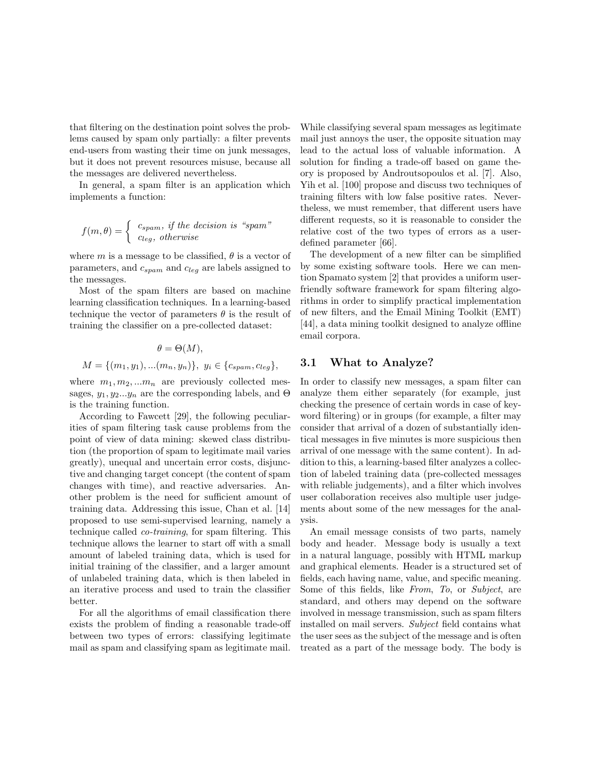that filtering on the destination point solves the problems caused by spam only partially: a filter prevents end-users from wasting their time on junk messages, but it does not prevent resources misuse, because all the messages are delivered nevertheless.

In general, a spam filter is an application which implements a function:

$$f(m, \theta) = \begin{cases} c_{spam}, \text{ if the decision is "spam"} \\ c_{leg}, \text{ otherwise} \end{cases}$$

where $m$ is a message to be classified, $\theta$ is a vector of parameters, and $c_{spam}$ and $c_{leg}$ are labels assigned to the messages.

Most of the spam filters are based on machine learning classification techniques. In a learning-based technique the vector of parameters $\theta$ is the result of training the classifier on a pre-collected dataset:

$$\theta = \Theta(M),$$

$$M = \{(m_1, y_1), ...(m_n, y_n)\}, \ y_i \in \{c_{spam}, c_{leg}\},$$

where $m_1, m_2, ...m_n$ are previously collected messages, $y_1, y_2...y_n$ are the corresponding labels, and $\Theta$ is the training function.

According to Fawcett [29], the following peculiarities of spam filtering task cause problems from the point of view of data mining: skewed class distribution (the proportion of spam to legitimate mail varies greatly), unequal and uncertain error costs, disjunctive and changing target concept (the content of spam changes with time), and reactive adversaries. Another problem is the need for sufficient amount of training data. Addressing this issue, Chan et al. [14] proposed to use semi-supervised learning, namely a technique called *co-training*, for spam filtering. This technique allows the learner to start off with a small amount of labeled training data, which is used for initial training of the classifier, and a larger amount of unlabeled training data, which is then labeled in an iterative process and used to train the classifier better.

For all the algorithms of email classification there exists the problem of finding a reasonable trade-off between two types of errors: classifying legitimate mail as spam and classifying spam as legitimate mail. While classifying several spam messages as legitimate mail just annoys the user, the opposite situation may lead to the actual loss of valuable information. A solution for finding a trade-off based on game theory is proposed by Androutsopoulos et al. [7]. Also, Yih et al. [100] propose and discuss two techniques of training filters with low false positive rates. Nevertheless, we must remember, that different users have different requests, so it is reasonable to consider the relative cost of the two types of errors as a user-defined parameter [66].

The development of a new filter can be simplified by some existing software tools. Here we can mention Spamato system [2] that provides a uniform user-friendly software framework for spam filtering algorithms in order to simplify practical implementation of new filters, and the Email Mining Toolkit (EMT) [44], a data mining toolkit designed to analyze offline email corpora.

### 3.1 What to Analyze?

In order to classify new messages, a spam filter can analyze them either separately (for example, just checking the presence of certain words in case of keyword filtering) or in groups (for example, a filter may consider that arrival of a dozen of substantially identical messages in five minutes is more suspicious then arrival of one message with the same content). In addition to this, a learning-based filter analyzes a collection of labeled training data (pre-collected messages with reliable judgements), and a filter which involves user collaboration receives also multiple user judgements about some of the new messages for the analysis.

An email message consists of two parts, namely body and header. Message body is usually a text in a natural language, possibly with HTML markup and graphical elements. Header is a structured set of fields, each having name, value, and specific meaning. Some of this fields, like *From*, *To*, or *Subject*, are standard, and others may depend on the software involved in message transmission, such as spam filters installed on mail servers. *Subject* field contains what the user sees as the subject of the message and is often treated as a part of the message body. The body is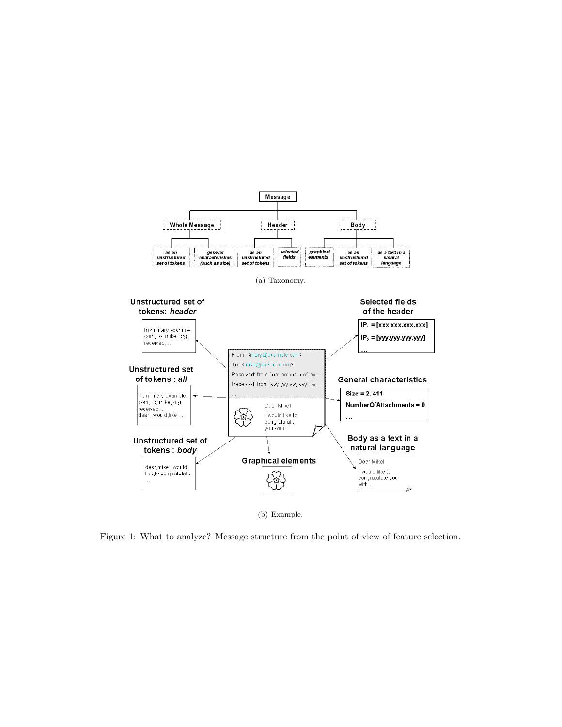(a) Taxonomy.

(b) Example.

Figure 1: What to analyze? Message structure from the point of view of feature selection.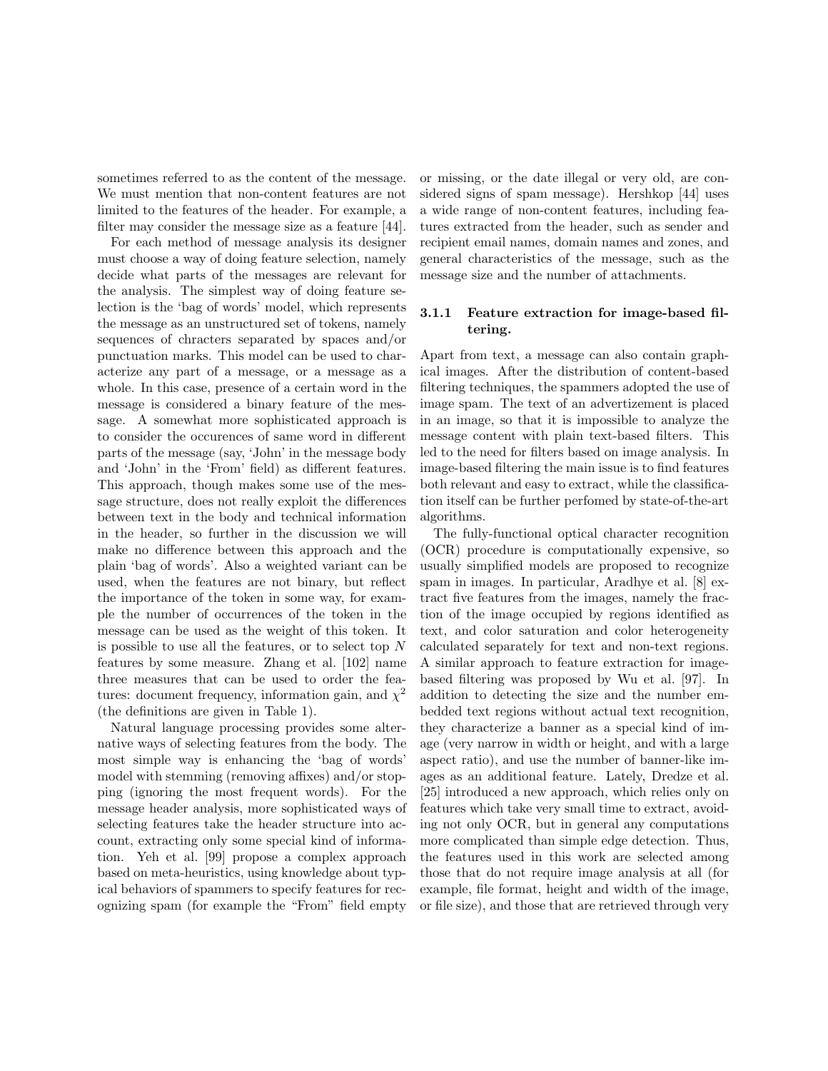sometimes referred to as the content of the message. We must mention that non-content features are not limited to the features of the header. For example, a filter may consider the message size as a feature [44].

For each method of message analysis its designer must choose a way of doing feature selection, namely decide what parts of the messages are relevant for the analysis. The simplest way of doing feature selection is the 'bag of words' model, which represents the message as an unstructured set of tokens, namely sequences of chracters separated by spaces and/or punctuation marks. This model can be used to characterize any part of a message, or a message as a whole. In this case, presence of a certain word in the message is considered a binary feature of the message. A somewhat more sophisticated approach is to consider the occurences of same word in different parts of the message (say, 'John' in the message body and 'John' in the 'From' field) as different features. This approach, though makes some use of the message structure, does not really exploit the differences between text in the body and technical information in the header, so further in the discussion we will make no difference between this approach and the plain 'bag of words'. Also a weighted variant can be used, when the features are not binary, but reflect the importance of the token in some way, for example the number of occurrences of the token in the message can be used as the weight of this token. It is possible to use all the features, or to select top $N$ features by some measure. Zhang et al. [102] name three measures that can be used to order the features: document frequency, information gain, and $\chi^2$ (the definitions are given in Table 1).

Natural language processing provides some alternative ways of selecting features from the body. The most simple way is enhancing the 'bag of words' model with stemming (removing affixes) and/or stopping (ignoring the most frequent words). For the message header analysis, more sophisticated ways of selecting features take the header structure into account, extracting only some special kind of information. Yeh et al. [99] propose a complex approach based on meta-heuristics, using knowledge about typical behaviors of spammers to specify features for recognizing spam (for example the "From" field empty or missing, or the date illegal or very old, are considered signs of spam message). Hershkop [44] uses a wide range of non-content features, including features extracted from the header, such as sender and recipient email names, domain names and zones, and general characteristics of the message, such as the message size and the number of attachments.

#### 3.1.1 Feature extraction for image-based filtering.

Apart from text, a message can also contain graphical images. After the distribution of content-based filtering techniques, the spammers adopted the use of image spam. The text of an advertizement is placed in an image, so that it is impossible to analyze the message content with plain text-based filters. This led to the need for filters based on image analysis. In image-based filtering the main issue is to find features both relevant and easy to extract, while the classification itself can be further perfomed by state-of-the-art algorithms.

The fully-functional optical character recognition (OCR) procedure is computationally expensive, so usually simplified models are proposed to recognize spam in images. In particular, Aradhye et al. [8] extract five features from the images, namely the fraction of the image occupied by regions identified as text, and color saturation and color heterogeneity calculated separately for text and non-text regions. A similar approach to feature extraction for image-based filtering was proposed by Wu et al. [97]. In addition to detecting the size and the number embedded text regions without actual text recognition, they characterize a banner as a special kind of image (very narrow in width or height, and with a large aspect ratio), and use the number of banner-like images as an additional feature. Lately, Dredze et al. [25] introduced a new approach, which relies only on features which take very small time to extract, avoiding not only OCR, but in general any computations more complicated than simple edge detection. Thus, the features used in this work are selected among those that do not require image analysis at all (for example, file format, height and width of the image, or file size), and those that are retrieved through very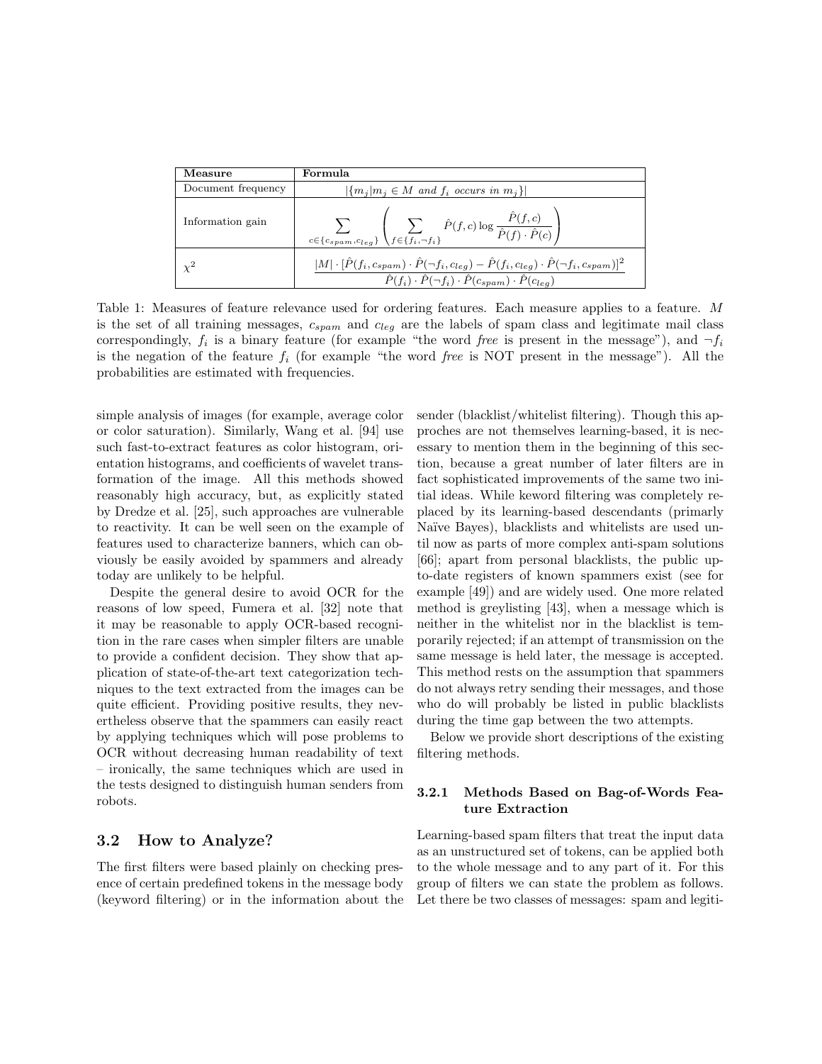| Measure | Formula |
| --- | --- |
| Document frequency | $\lvert\{m_j \lvert m_j \in M \text{ and } f_i \text{ occurs in } m_j\}\rvert$ |
| Information gain | $\sum_{c \in \{c_{spam}, c_{leg}\}} \left( \sum_{f \in \{f_i, \neg f_i\}} \hat{P}(f, c) \log \frac{\hat{P}(f, c)}{\hat{P}(f) \cdot \hat{P}(c)} \right)$ |
| $\chi^2$ | $\frac{\lvert M\rvert \cdot [\hat{P}(f_i, c_{spam}) \cdot \hat{P}(\neg f_i, c_{leg}) - \hat{P}(f_i, c_{leg}) \cdot \hat{P}(\neg f_i, c_{spam})]^2}{\hat{P}(f_i) \cdot \hat{P}(\neg f_i) \cdot \hat{P}(c_{spam}) \cdot \hat{P}(c_{leg})}$ |

Table 1: Measures of feature relevance used for ordering features. Each measure applies to a feature. $M$ is the set of all training messages, $c_{spam}$ and $c_{leg}$ are the labels of spam class and legitimate mail class correspondingly, $f_i$ is a binary feature (for example "the word *free* is present in the message"), and $\neg f_i$ is the negation of the feature $f_i$ (for example "the word *free* is NOT present in the message"). All the probabilities are estimated with frequencies.

simple analysis of images (for example, average color or color saturation). Similarly, Wang et al. [94] use such fast-to-extract features as color histogram, orientation histograms, and coefficients of wavelet transformation of the image. All this methods showed reasonably high accuracy, but, as explicitly stated by Dredze et al. [25], such approaches are vulnerable to reactivity. It can be well seen on the example of features used to characterize banners, which can obviously be easily avoided by spammers and already today are unlikely to be helpful.

Despite the general desire to avoid OCR for the reasons of low speed, Fumera et al. [32] note that it may be reasonable to apply OCR-based recognition in the rare cases when simpler filters are unable to provide a confident decision. They show that application of state-of-the-art text categorization techniques to the text extracted from the images can be quite efficient. Providing positive results, they nevertheless observe that the spammers can easily react by applying techniques which will pose problems to OCR without decreasing human readability of text – ironically, the same techniques which are used in the tests designed to distinguish human senders from robots.

## 3.2 How to Analyze?

The first filters were based plainly on checking presence of certain predefined tokens in the message body (keyword filtering) or in the information about the sender (blacklist/whitelist filtering). Though this approches are not themselves learning-based, it is necessary to mention them in the beginning of this section, because a great number of later filters are in fact sophisticated improvements of the same two initial ideas. While keword filtering was completely replaced by its learning-based descendants (primarly Naïve Bayes), blacklists and whitelists are used until now as parts of more complex anti-spam solutions [66]; apart from personal blacklists, the public up-to-date registers of known spammers exist (see for example [49]) and are widely used. One more related method is greylisting [43], when a message which is neither in the whitelist nor in the blacklist is temporarily rejected; if an attempt of transmission on the same message is held later, the message is accepted. This method rests on the assumption that spammers do not always retry sending their messages, and those who do will probably be listed in public blacklists during the time gap between the two attempts.

Below we provide short descriptions of the existing filtering methods.

### 3.2.1 Methods Based on Bag-of-Words Feature Extraction

Learning-based spam filters that treat the input data as an unstructured set of tokens, can be applied both to the whole message and to any part of it. For this group of filters we can state the problem as follows. Let there be two classes of messages: spam and legiti-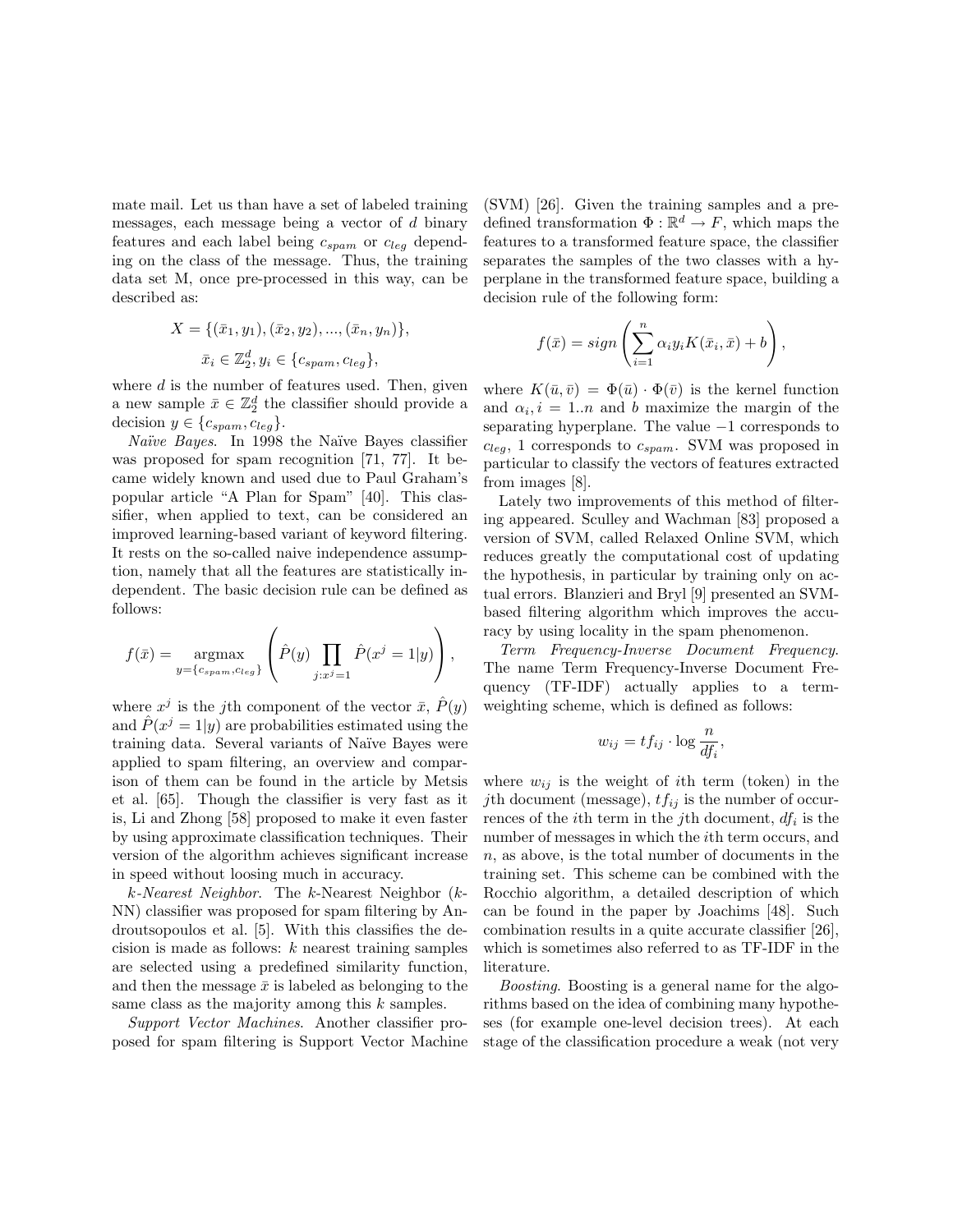mate mail. Let us than have a set of labeled training messages, each message being a vector of $d$ binary features and each label being $c_{spam}$ or $c_{leg}$ depending on the class of the message. Thus, the training data set M, once pre-processed in this way, can be described as:

$$X = \{(\bar{x}_1, y_1), (\bar{x}_2, y_2), ..., (\bar{x}_n, y_n)\},$$
$$\bar{x}_i \in \mathbb{Z}_2^d, y_i \in \{c_{spam}, c_{leg}\},$$

where $d$ is the number of features used. Then, given a new sample $\bar{x} \in \mathbb{Z}_2^d$ the classifier should provide a decision $y \in \{c_{spam}, c_{leg}\}$.

*Naïve Bayes.* In 1998 the Naïve Bayes classifier was proposed for spam recognition [71, 77]. It became widely known and used due to Paul Graham's popular article "A Plan for Spam" [40]. This classifier, when applied to text, can be considered an improved learning-based variant of keyword filtering. It rests on the so-called naive independence assumption, namely that all the features are statistically independent. The basic decision rule can be defined as follows:

$$f(\bar{x}) = \operatorname*{argmax}_{y=\{c_{spam}, c_{leg}\}} \left( \hat{P}(y) \prod_{j:x^j=1} \hat{P}(x^j = 1|y) \right),$$

where $x^j$ is the $j$th component of the vector $\bar{x}$, $\hat{P}(y)$ and $\hat{P}(x^j = 1|y)$ are probabilities estimated using the training data. Several variants of Naïve Bayes were applied to spam filtering, an overview and comparison of them can be found in the article by Metsis et al. [65]. Though the classifier is very fast as it is, Li and Zhong [58] proposed to make it even faster by using approximate classification techniques. Their version of the algorithm achieves significant increase in speed without loosing much in accuracy.

*k-Nearest Neighbor.* The $k$-Nearest Neighbor ($k$-NN) classifier was proposed for spam filtering by Androutsopoulos et al. [5]. With this classifies the decision is made as follows: $k$ nearest training samples are selected using a predefined similarity function, and then the message $\bar{x}$ is labeled as belonging to the same class as the majority among this $k$ samples.

*Support Vector Machines.* Another classifier proposed for spam filtering is Support Vector Machine (SVM) [26]. Given the training samples and a predefined transformation $\Phi : \mathbb{R}^d \rightarrow F$, which maps the features to a transformed feature space, the classifier separates the samples of the two classes with a hyperplane in the transformed feature space, building a decision rule of the following form:

$$f(\bar{x}) = sign\left(\sum_{i=1}^{n} \alpha_i y_i K(\bar{x}_i, \bar{x}) + b\right),$$

where $K(\bar{u}, \bar{v}) = \Phi(\bar{u}) \cdot \Phi(\bar{v})$ is the kernel function and $\alpha_i, i = 1..n$ and $b$ maximize the margin of the separating hyperplane. The value $-1$ corresponds to $c_{leg}$, 1 corresponds to $c_{spam}$. SVM was proposed in particular to classify the vectors of features extracted from images [8].

Lately two improvements of this method of filtering appeared. Sculley and Wachman [83] proposed a version of SVM, called Relaxed Online SVM, which reduces greatly the computational cost of updating the hypothesis, in particular by training only on actual errors. Blanzieri and Bryl [9] presented an SVM-based filtering algorithm which improves the accuracy by using locality in the spam phenomenon.

*Term Frequency-Inverse Document Frequency.* The name Term Frequency-Inverse Document Frequency (TF-IDF) actually applies to a term-weighting scheme, which is defined as follows:

$$w_{ij} = tf_{ij} \cdot \log \frac{n}{df_i},$$

where $w_{ij}$ is the weight of $i$th term (token) in the $j$th document (message), $tf_{ij}$ is the number of occurrences of the $i$th term in the $j$th document, $df_i$ is the number of messages in which the $i$th term occurs, and $n$, as above, is the total number of documents in the training set. This scheme can be combined with the Rocchio algorithm, a detailed description of which can be found in the paper by Joachims [48]. Such combination results in a quite accurate classifier [26], which is sometimes also referred to as TF-IDF in the literature.

*Boosting.* Boosting is a general name for the algorithms based on the idea of combining many hypotheses (for example one-level decision trees). At each stage of the classification procedure a weak (not very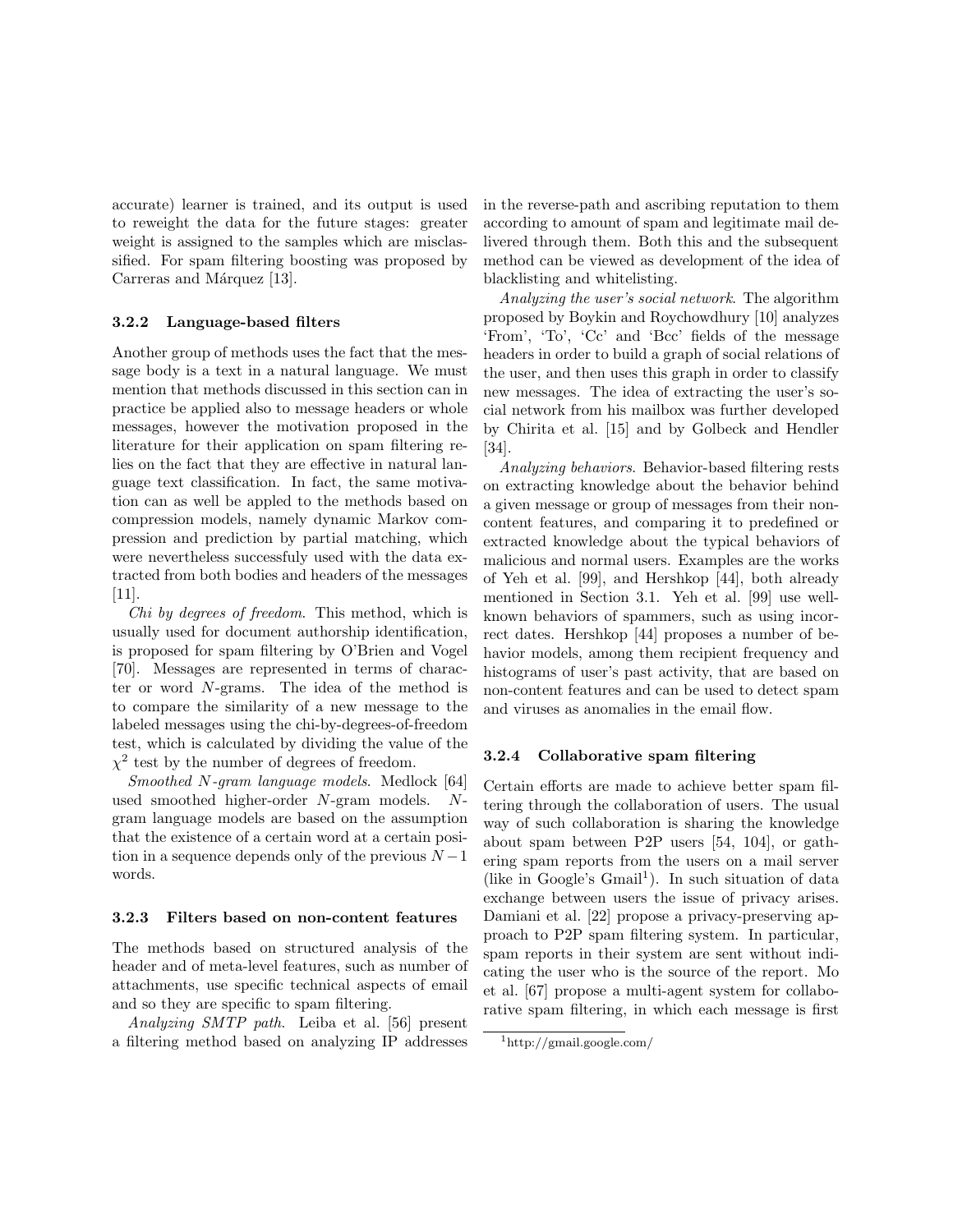accurate) learner is trained, and its output is used to reweight the data for the future stages: greater weight is assigned to the samples which are misclassified. For spam filtering boosting was proposed by Carreras and Márquez [13].

### 3.2.2 Language-based filters

Another group of methods uses the fact that the message body is a text in a natural language. We must mention that methods discussed in this section can in practice be applied also to message headers or whole messages, however the motivation proposed in the literature for their application on spam filtering relies on the fact that they are effective in natural language text classification. In fact, the same motivation can as well be appled to the methods based on compression models, namely dynamic Markov compression and prediction by partial matching, which were nevertheless successfuly used with the data extracted from both bodies and headers of the messages [11].

*Chi by degrees of freedom*. This method, which is usually used for document authorship identification, is proposed for spam filtering by O'Brien and Vogel [70]. Messages are represented in terms of character or word $N$-grams. The idea of the method is to compare the similarity of a new message to the labeled messages using the chi-by-degrees-of-freedom test, which is calculated by dividing the value of the $\chi^2$ test by the number of degrees of freedom.

*Smoothed $N$-gram language models*. Medlock [64] used smoothed higher-order $N$-gram models. $N$-gram language models are based on the assumption that the existence of a certain word at a certain position in a sequence depends only of the previous $N-1$ words.

### 3.2.3 Filters based on non-content features

The methods based on structured analysis of the header and of meta-level features, such as number of attachments, use specific technical aspects of email and so they are specific to spam filtering.

*Analyzing SMTP path*. Leiba et al. [56] present a filtering method based on analyzing IP addresses in the reverse-path and ascribing reputation to them according to amount of spam and legitimate mail delivered through them. Both this and the subsequent method can be viewed as development of the idea of blacklisting and whitelisting.

*Analyzing the user's social network*. The algorithm proposed by Boykin and Roychowdhury [10] analyzes 'From', 'To', 'Cc' and 'Bcc' fields of the message headers in order to build a graph of social relations of the user, and then uses this graph in order to classify new messages. The idea of extracting the user's social network from his mailbox was further developed by Chirita et al. [15] and by Golbeck and Hendler [34].

*Analyzing behaviors*. Behavior-based filtering rests on extracting knowledge about the behavior behind a given message or group of messages from their non-content features, and comparing it to predefined or extracted knowledge about the typical behaviors of malicious and normal users. Examples are the works of Yeh et al. [99], and Hershkop [44], both already mentioned in Section 3.1. Yeh et al. [99] use well-known behaviors of spammers, such as using incorrect dates. Hershkop [44] proposes a number of behavior models, among them recipient frequency and histograms of user's past activity, that are based on non-content features and can be used to detect spam and viruses as anomalies in the email flow.

### 3.2.4 Collaborative spam filtering

Certain efforts are made to achieve better spam filtering through the collaboration of users. The usual way of such collaboration is sharing the knowledge about spam between P2P users [54, 104], or gathering spam reports from the users on a mail server (like in Google's Gmail[1]). In such situation of data exchange between users the issue of privacy arises. Damiani et al. [22] propose a privacy-preserving approach to P2P spam filtering system. In particular, spam reports in their system are sent without indicating the user who is the source of the report. Mo et al. [67] propose a multi-agent system for collaborative spam filtering, in which each message is first

[1] http://gmail.google.com/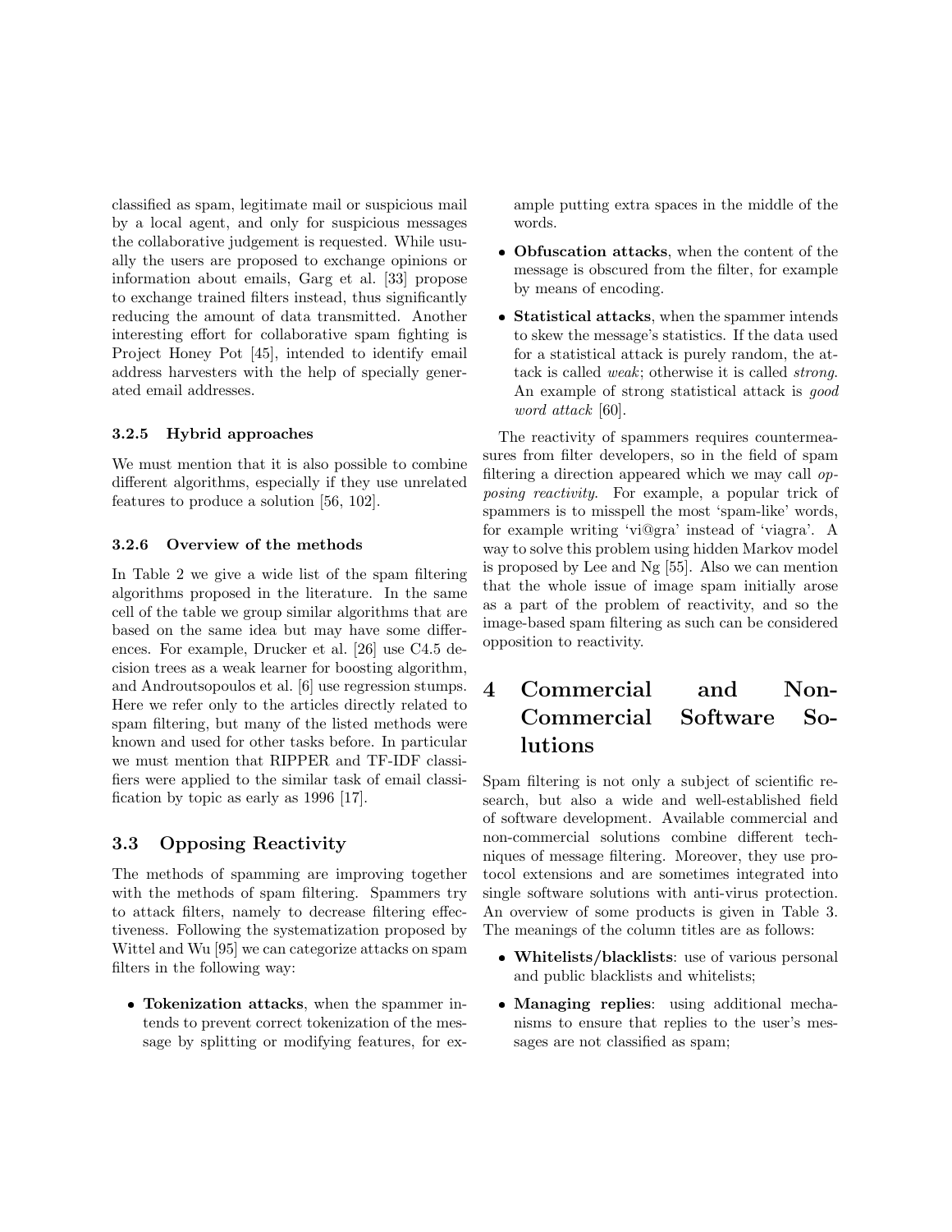classified as spam, legitimate mail or suspicious mail by a local agent, and only for suspicious messages the collaborative judgement is requested. While usually the users are proposed to exchange opinions or information about emails, Garg et al. [33] propose to exchange trained filters instead, thus significantly reducing the amount of data transmitted. Another interesting effort for collaborative spam fighting is Project Honey Pot [45], intended to identify email address harvesters with the help of specially generated email addresses.

#### 3.2.5 Hybrid approaches

We must mention that it is also possible to combine different algorithms, especially if they use unrelated features to produce a solution [56, 102].

#### 3.2.6 Overview of the methods

In Table 2 we give a wide list of the spam filtering algorithms proposed in the literature. In the same cell of the table we group similar algorithms that are based on the same idea but may have some differences. For example, Drucker et al. [26] use C4.5 decision trees as a weak learner for boosting algorithm, and Androutsopoulos et al. [6] use regression stumps. Here we refer only to the articles directly related to spam filtering, but many of the listed methods were known and used for other tasks before. In particular we must mention that RIPPER and TF-IDF classifiers were applied to the similar task of email classification by topic as early as 1996 [17].

### 3.3 Opposing Reactivity

The methods of spamming are improving together with the methods of spam filtering. Spammers try to attack filters, namely to decrease filtering effectiveness. Following the systematization proposed by Wittel and Wu [95] we can categorize attacks on spam filters in the following way:

- **Tokenization attacks**, when the spammer intends to prevent correct tokenization of the message by splitting or modifying features, for example putting extra spaces in the middle of the words.
- **Obfuscation attacks**, when the content of the message is obscured from the filter, for example by means of encoding.
- **Statistical attacks**, when the spammer intends to skew the message's statistics. If the data used for a statistical attack is purely random, the attack is called *weak*; otherwise it is called *strong*. An example of strong statistical attack is *good word attack* [60].

The reactivity of spammers requires countermeasures from filter developers, so in the field of spam filtering a direction appeared which we may call *opposing reactivity*. For example, a popular trick of spammers is to misspell the most 'spam-like' words, for example writing 'vi@gra' instead of 'viagra'. A way to solve this problem using hidden Markov model is proposed by Lee and Ng [55]. Also we can mention that the whole issue of image spam initially arose as a part of the problem of reactivity, and so the image-based spam filtering as such can be considered opposition to reactivity.

## 4 Commercial and Non-Commercial Software Solutions

Spam filtering is not only a subject of scientific research, but also a wide and well-established field of software development. Available commercial and non-commercial solutions combine different techniques of message filtering. Moreover, they use protocol extensions and are sometimes integrated into single software solutions with anti-virus protection. An overview of some products is given in Table 3. The meanings of the column titles are as follows:

- **Whitelists/blacklists**: use of various personal and public blacklists and whitelists;
- **Managing replies**: using additional mechanisms to ensure that replies to the user's messages are not classified as spam;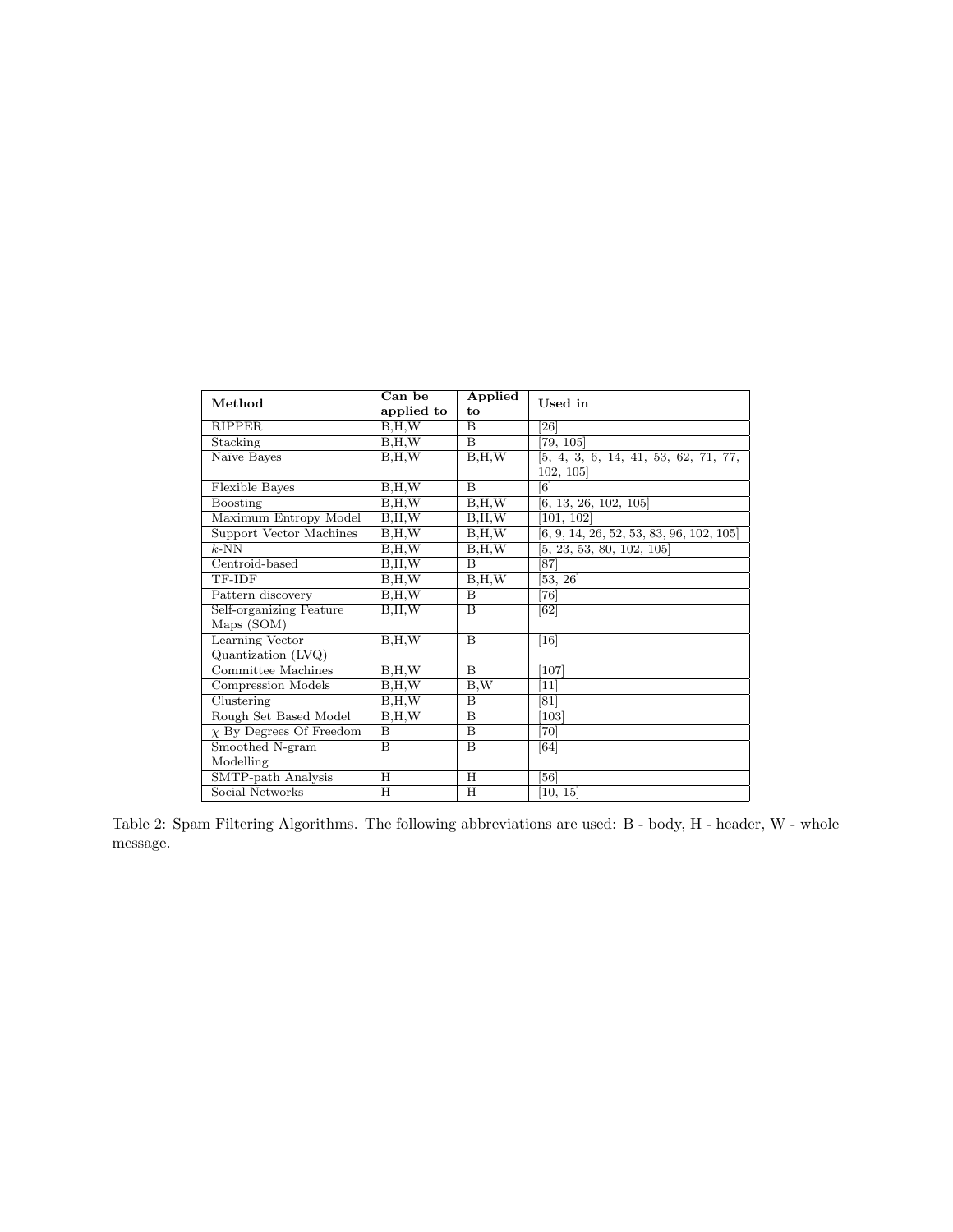| Method | Can be applied to | Applied to | Used in |
|---|---|---|---|
| RIPPER | B,H,W | B | [26] |
| Stacking | B,H,W | B | [79, 105] |
| Naïve Bayes | B,H,W | B,H,W | [5, 4, 3, 6, 14, 41, 53, 62, 71, 77, 102, 105] |
| Flexible Bayes | B,H,W | B | [6] |
| Boosting | B,H,W | B,H,W | [6, 13, 26, 102, 105] |
| Maximum Entropy Model | B,H,W | B,H,W | [101, 102] |
| Support Vector Machines | B,H,W | B,H,W | [6, 9, 14, 26, 52, 53, 83, 96, 102, 105] |
| $k$-NN | B,H,W | B,H,W | [5, 23, 53, 80, 102, 105] |
| Centroid-based | B,H,W | B | [87] |
| TF-IDF | B,H,W | B,H,W | [53, 26] |
| Pattern discovery | B,H,W | B | [76] |
| Self-organizing Feature Maps (SOM) | B,H,W | B | [62] |
| Learning Vector Quantization (LVQ) | B,H,W | B | [16] |
| Committee Machines | B,H,W | B | [107] |
| Compression Models | B,H,W | B,W | [11] |
| Clustering | B,H,W | B | [81] |
| Rough Set Based Model | B,H,W | B | [103] |
| $\chi$ By Degrees Of Freedom | B | B | [70] |
| Smoothed N-gram Modelling | B | B | [64] |
| SMTP-path Analysis | H | H | [56] |
| Social Networks | H | H | [10, 15] |

Table 2: Spam Filtering Algorithms. The following abbreviations are used: B - body, H - header, W - whole message.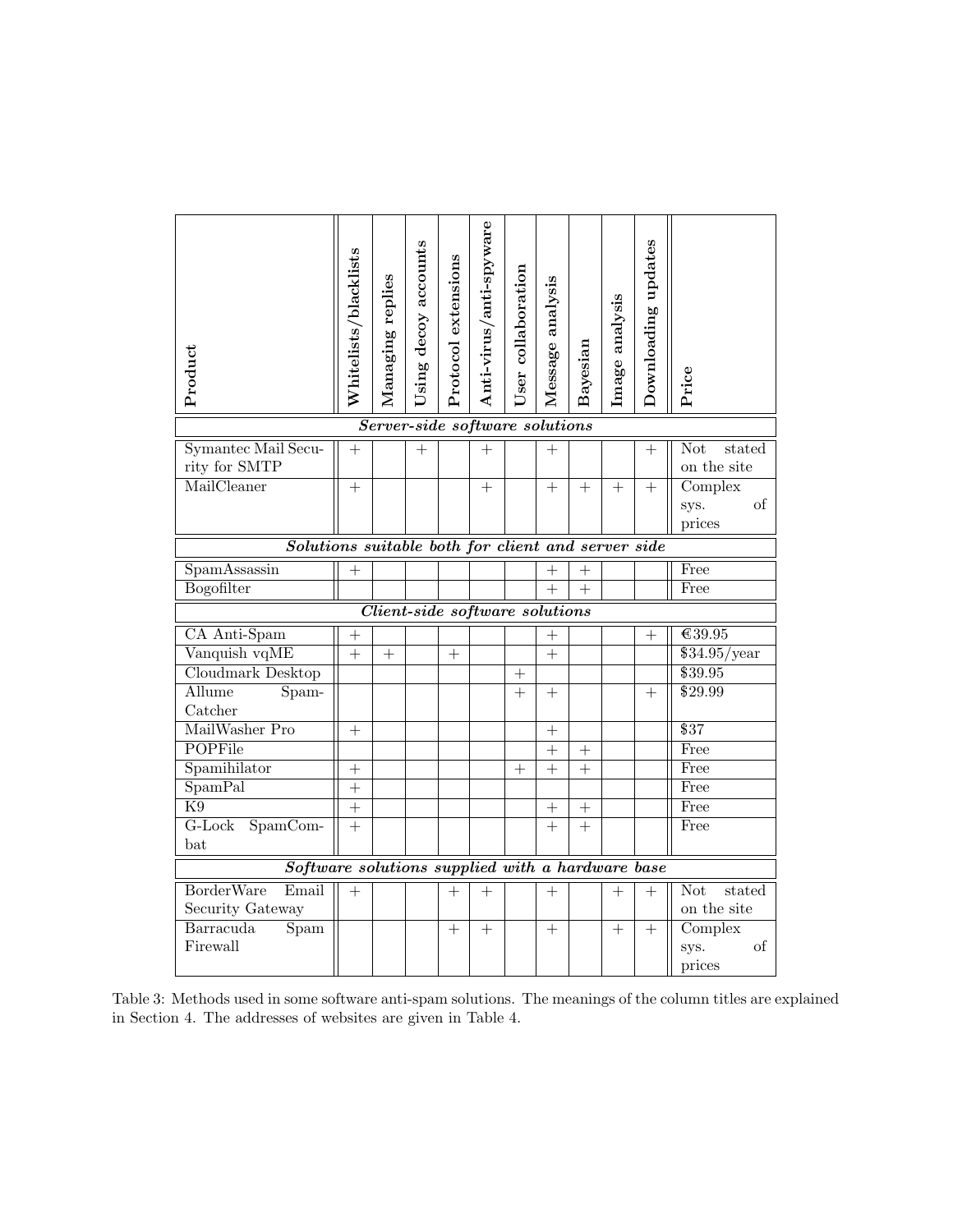| Product | Whitelists/blacklists | Managing replies | Using decoy accounts | Protocol extensions | Anti-virus/anti-spyware | User collaboration | Message analysis | Bayesian | Image analysis | Downloading updates | Price |
|---|---|---|---|---|---|---|---|---|---|---|---|
| ***Server-side software solutions*** | | | | | | | | | | | |
| Symantec Mail Security for SMTP | + | | + | | + | | + | | | + | Not stated on the site |
| MailCleaner | + | | | | + | | + | + | + | + | Complex sys. of prices |
| ***Solutions suitable both for client and server side*** | | | | | | | | | | | |
| SpamAssassin | + | | | | | | + | + | | | Free |
| Bogofilter | | | | | | | + | + | | | Free |
| ***Client-side software solutions*** | | | | | | | | | | | |
| CA Anti-Spam | + | | | | | | + | | | + | €39.95 |
| Vanquish vqME | + | + | | + | | | + | | | | $34.95/year |
| Cloudmark Desktop | | | | | | + | | | | | $39.95 |
| Allume SpamCatcher | | | | | | + | + | | | + | $29.99 |
| MailWasher Pro | + | | | | | | + | | | | $37 |
| POPFile | | | | | | | + | + | | | Free |
| Spamihilator | + | | | | | + | + | + | | | Free |
| SpamPal | + | | | | | | | | | | Free |
| K9 | + | | | | | | + | + | | | Free |
| G-Lock SpamCombat | + | | | | | | + | + | | | Free |
| ***Software solutions supplied with a hardware base*** | | | | | | | | | | | |
| BorderWare Email Security Gateway | + | | | + | + | | + | | + | + | Not stated on the site |
| Barracuda Spam Firewall | | | | + | + | | + | | + | + | Complex sys. of prices |

Table 3: Methods used in some software anti-spam solutions. The meanings of the column titles are explained in Section 4. The addresses of websites are given in Table 4.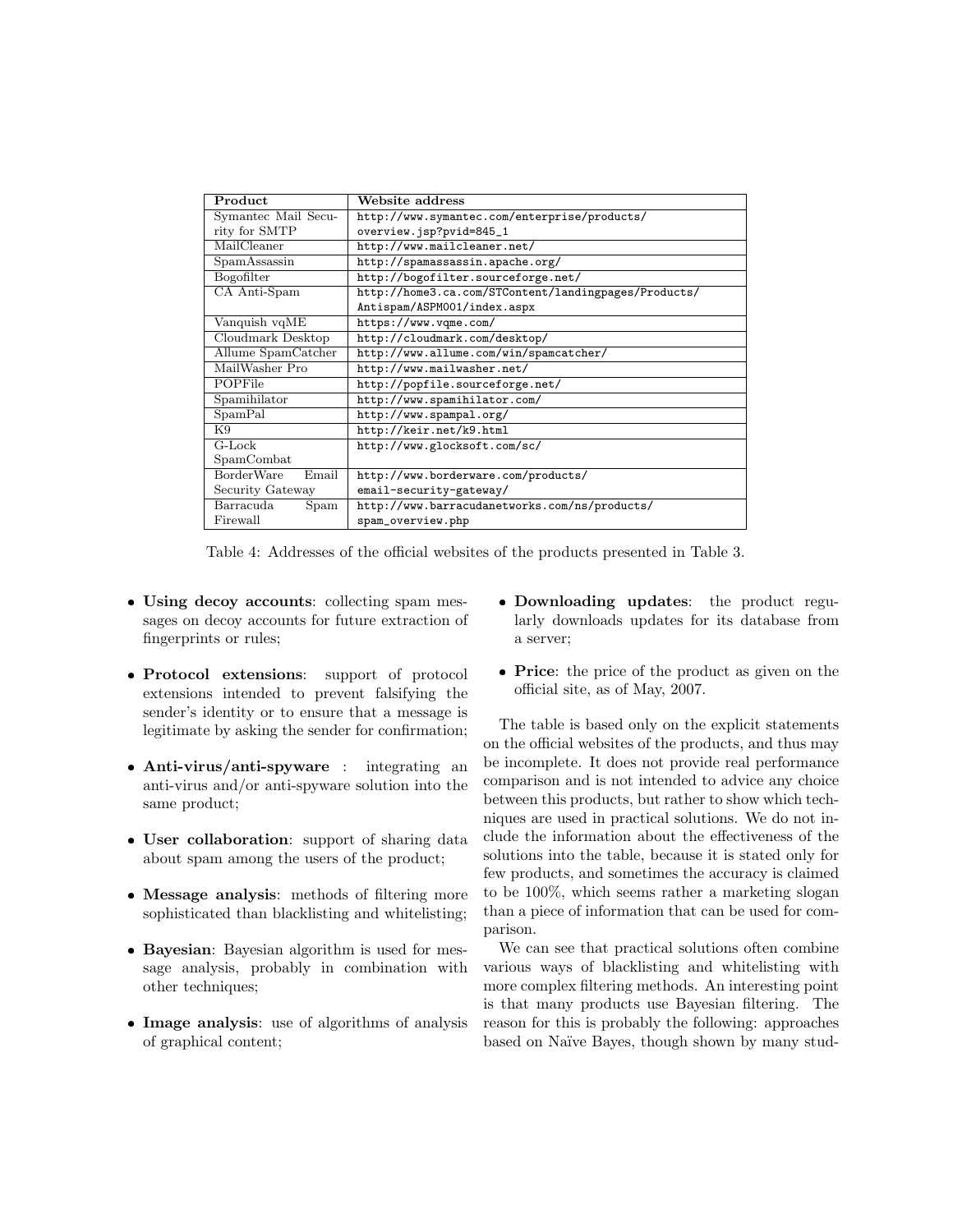| Product | Website address |
| --- | --- |
| Symantec Mail Security for SMTP | http://www.symantec.com/enterprise/products/overview.jsp?pvid=845_1 |
| MailCleaner | http://www.mailcleaner.net/ |
| SpamAssassin | http://spamassassin.apache.org/ |
| Bogofilter | http://bogofilter.sourceforge.net/ |
| CA Anti-Spam | http://home3.ca.com/STContent/landingpages/Products/Antispam/ASPM001/index.aspx |
| Vanquish vqME | https://www.vqme.com/ |
| Cloudmark Desktop | http://cloudmark.com/desktop/ |
| Allume SpamCatcher | http://www.allume.com/win/spamcatcher/ |
| MailWasher Pro | http://www.mailwasher.net/ |
| POPFile | http://popfile.sourceforge.net/ |
| Spamihilator | http://www.spamihilator.com/ |
| SpamPal | http://www.spampal.org/ |
| K9 | http://keir.net/k9.html |
| G-Lock SpamCombat | http://www.glocksoft.com/sc/ |
| BorderWare Email Security Gateway | http://www.borderware.com/products/email-security-gateway/ |
| Barracuda Spam Firewall | http://www.barracudanetworks.com/ns/products/spam_overview.php |

Table 4: Addresses of the official websites of the products presented in Table 3.

- **Using decoy accounts**: collecting spam messages on decoy accounts for future extraction of fingerprints or rules;
- **Protocol extensions**: support of protocol extensions intended to prevent falsifying the sender's identity or to ensure that a message is legitimate by asking the sender for confirmation;
- **Anti-virus/anti-spyware** : integrating an anti-virus and/or anti-spyware solution into the same product;
- **User collaboration**: support of sharing data about spam among the users of the product;
- **Message analysis**: methods of filtering more sophisticated than blacklisting and whitelisting;
- **Bayesian**: Bayesian algorithm is used for message analysis, probably in combination with other techniques;
- **Image analysis**: use of algorithms of analysis of graphical content;
- **Downloading updates**: the product regularly downloads updates for its database from a server;
- **Price**: the price of the product as given on the official site, as of May, 2007.

The table is based only on the explicit statements on the official websites of the products, and thus may be incomplete. It does not provide real performance comparison and is not intended to advice any choice between this products, but rather to show which techniques are used in practical solutions. We do not include the information about the effectiveness of the solutions into the table, because it is stated only for few products, and sometimes the accuracy is claimed to be 100%, which seems rather a marketing slogan than a piece of information that can be used for comparison.

We can see that practical solutions often combine various ways of blacklisting and whitelisting with more complex filtering methods. An interesting point is that many products use Bayesian filtering. The reason for this is probably the following: approaches based on Naïve Bayes, though shown by many stud-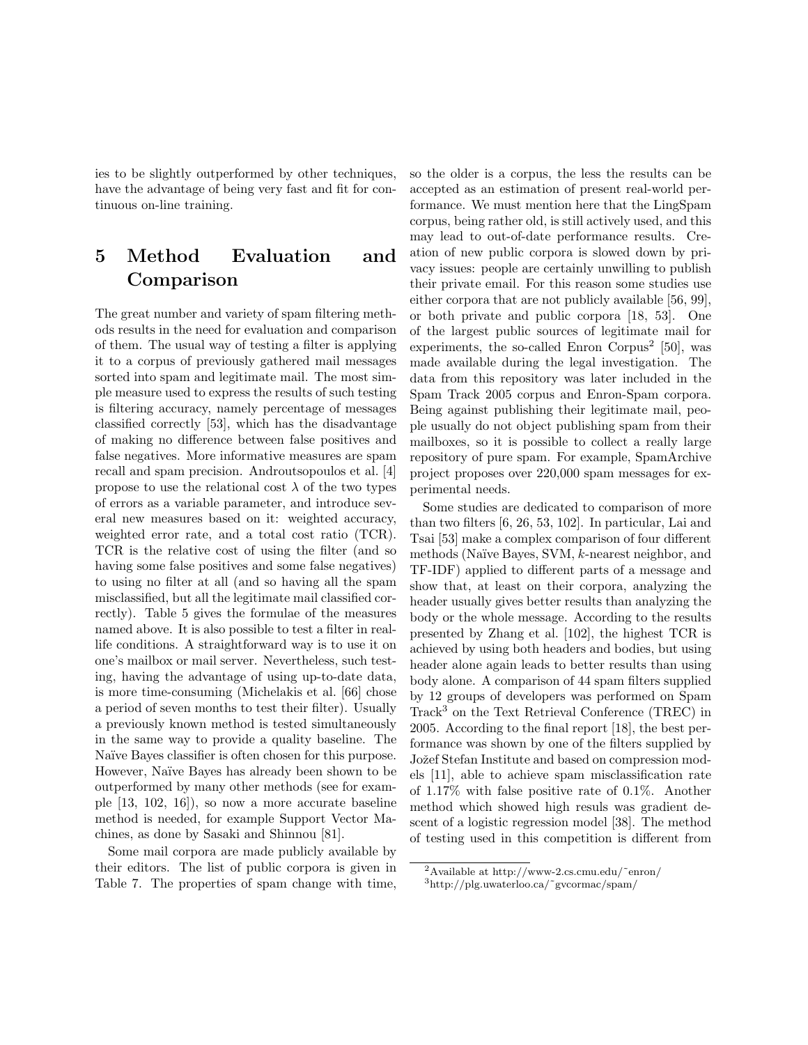ies to be slightly outperformed by other techniques, have the advantage of being very fast and fit for continuous on-line training.

# 5 Method Evaluation and Comparison

The great number and variety of spam filtering methods results in the need for evaluation and comparison of them. The usual way of testing a filter is applying it to a corpus of previously gathered mail messages sorted into spam and legitimate mail. The most simple measure used to express the results of such testing is filtering accuracy, namely percentage of messages classified correctly [53], which has the disadvantage of making no difference between false positives and false negatives. More informative measures are spam recall and spam precision. Androutsopoulos et al. [4] propose to use the relational cost $\lambda$ of the two types of errors as a variable parameter, and introduce several new measures based on it: weighted accuracy, weighted error rate, and a total cost ratio (TCR). TCR is the relative cost of using the filter (and so having some false positives and some false negatives) to using no filter at all (and so having all the spam misclassified, but all the legitimate mail classified correctly). Table 5 gives the formulae of the measures named above. It is also possible to test a filter in real-life conditions. A straightforward way is to use it on one's mailbox or mail server. Nevertheless, such testing, having the advantage of using up-to-date data, is more time-consuming (Michelakis et al. [66] chose a period of seven months to test their filter). Usually a previously known method is tested simultaneously in the same way to provide a quality baseline. The Naïve Bayes classifier is often chosen for this purpose. However, Naïve Bayes has already been shown to be outperformed by many other methods (see for example [13, 102, 16]), so now a more accurate baseline method is needed, for example Support Vector Machines, as done by Sasaki and Shinnou [81].

Some mail corpora are made publicly available by their editors. The list of public corpora is given in Table 7. The properties of spam change with time, so the older is a corpus, the less the results can be accepted as an estimation of present real-world performance. We must mention here that the LingSpam corpus, being rather old, is still actively used, and this may lead to out-of-date performance results. Creation of new public corpora is slowed down by privacy issues: people are certainly unwilling to publish their private email. For this reason some studies use either corpora that are not publicly available [56, 99], or both private and public corpora [18, 53]. One of the largest public sources of legitimate mail for experiments, the so-called Enron Corpus[2] [50], was made available during the legal investigation. The data from this repository was later included in the Spam Track 2005 corpus and Enron-Spam corpora. Being against publishing their legitimate mail, people usually do not object publishing spam from their mailboxes, so it is possible to collect a really large repository of pure spam. For example, SpamArchive project proposes over 220,000 spam messages for experimental needs.

Some studies are dedicated to comparison of more than two filters [6, 26, 53, 102]. In particular, Lai and Tsai [53] make a complex comparison of four different methods (Naïve Bayes, SVM, $k$-nearest neighbor, and TF-IDF) applied to different parts of a message and show that, at least on their corpora, analyzing the header usually gives better results than analyzing the body or the whole message. According to the results presented by Zhang et al. [102], the highest TCR is achieved by using both headers and bodies, but using header alone again leads to better results than using body alone. A comparison of 44 spam filters supplied by 12 groups of developers was performed on Spam Track[3] on the Text Retrieval Conference (TREC) in 2005. According to the final report [18], the best performance was shown by one of the filters supplied by Jožef Stefan Institute and based on compression models [11], able to achieve spam misclassification rate of 1.17% with false positive rate of 0.1%. Another method which showed high resuls was gradient descent of a logistic regression model [38]. The method of testing used in this competition is different from

[2] Available at http://www-2.cs.cmu.edu/~enron/

[3] http://plg.uwaterloo.ca/~gvcormac/spam/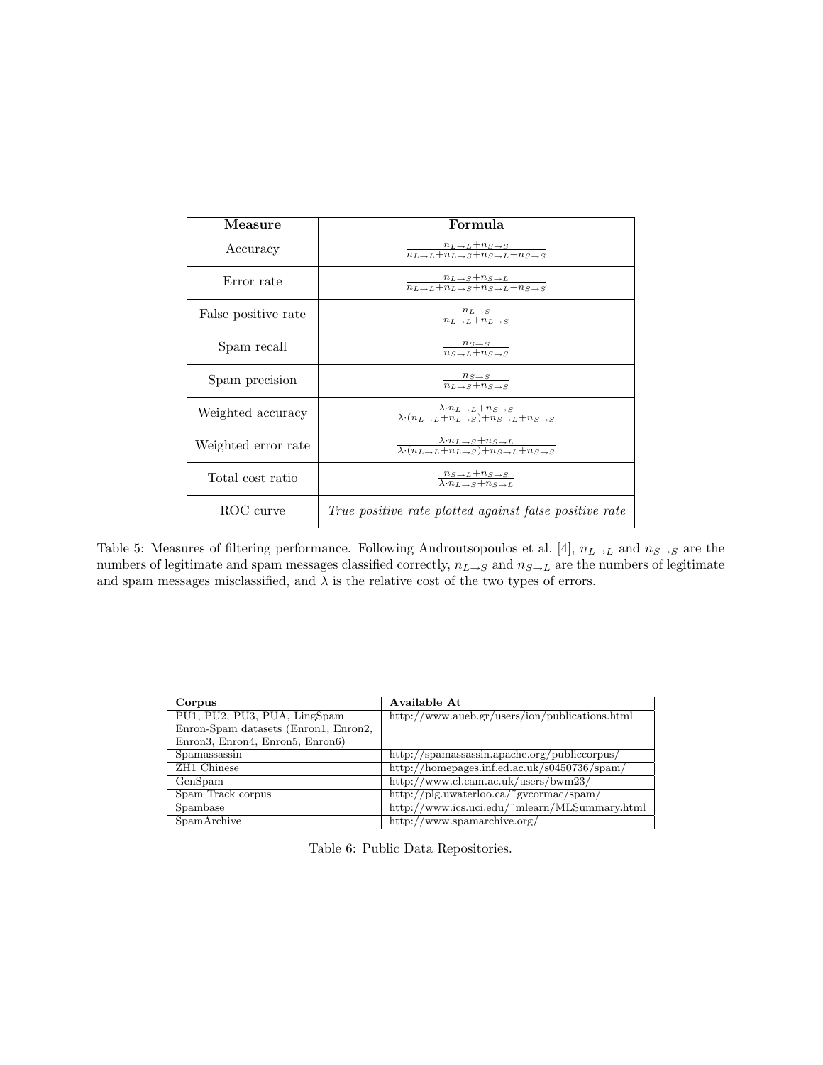| Measure | Formula |
| --- | --- |
| Accuracy | $\frac{n_{L \to L} + n_{S \to S}}{n_{L \to L} + n_{L \to S} + n_{S \to L} + n_{S \to S}}$ |
| Error rate | $\frac{n_{L \to S} + n_{S \to L}}{n_{L \to L} + n_{L \to S} + n_{S \to L} + n_{S \to S}}$ |
| False positive rate | $\frac{n_{L \to S}}{n_{L \to L} + n_{L \to S}}$ |
| Spam recall | $\frac{n_{S \to S}}{n_{S \to L} + n_{S \to S}}$ |
| Spam precision | $\frac{n_{S \to S}}{n_{L \to S} + n_{S \to S}}$ |
| Weighted accuracy | $\frac{\lambda \cdot n_{L \to L} + n_{S \to S}}{\lambda \cdot (n_{L \to L} + n_{L \to S}) + n_{S \to L} + n_{S \to S}}$ |
| Weighted error rate | $\frac{\lambda \cdot n_{L \to S} + n_{S \to L}}{\lambda \cdot (n_{L \to L} + n_{L \to S}) + n_{S \to L} + n_{S \to S}}$ |
| Total cost ratio | $\frac{n_{S \to L} + n_{S \to S}}{\lambda \cdot n_{L \to S} + n_{S \to L}}$ |
| ROC curve | *True positive rate plotted against false positive rate* |

Table 5: Measures of filtering performance. Following Androutsopoulos et al. [4], $n_{L \to L}$ and $n_{S \to S}$ are the numbers of legitimate and spam messages classified correctly, $n_{L \to S}$ and $n_{S \to L}$ are the numbers of legitimate and spam messages misclassified, and $\lambda$ is the relative cost of the two types of errors.

| Corpus | Available At |
| --- | --- |
| PU1, PU2, PU3, PUA, LingSpam Enron-Spam datasets (Enron1, Enron2, Enron3, Enron4, Enron5, Enron6) | http://www.aueb.gr/users/ion/publications.html |
| Spamassassin | http://spamassassin.apache.org/publiccorpus/ |
| ZH1 Chinese | http://homepages.inf.ed.ac.uk/s0450736/spam/ |
| GenSpam | http://www.cl.cam.ac.uk/users/bwm23/ |
| Spam Track corpus | http://plg.uwaterloo.ca/~gvcormac/spam/ |
| Spambase | http://www.ics.uci.edu/~mlearn/MLSummary.html |
| SpamArchive | http://www.spamarchive.org/ |

Table 6: Public Data Repositories.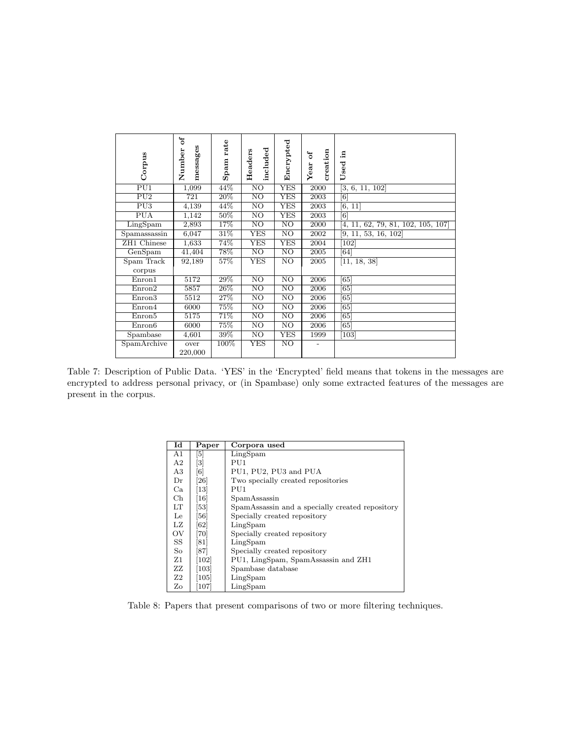| Corpus | Number of messages | Spam rate | Headers included | Encrypted | Year of creation | Used in |
|---|---|---|---|---|---|---|
| PU1 | 1,099 | 44% | NO | YES | 2000 | [3, 6, 11, 102] |
| PU2 | 721 | 20% | NO | YES | 2003 | [6] |
| PU3 | 4,139 | 44% | NO | YES | 2003 | [6, 11] |
| PUA | 1,142 | 50% | NO | YES | 2003 | [6] |
| LingSpam | 2,893 | 17% | NO | NO | 2000 | [4, 11, 62, 79, 81, 102, 105, 107] |
| Spamassassin | 6,047 | 31% | YES | NO | 2002 | [9, 11, 53, 16, 102] |
| ZH1 Chinese | 1,633 | 74% | YES | YES | 2004 | [102] |
| GenSpam | 41,404 | 78% | NO | NO | 2005 | [64] |
| Spam Track corpus | 92,189 | 57% | YES | NO | 2005 | [11, 18, 38] |
| Enron1 | 5172 | 29% | NO | NO | 2006 | [65] |
| Enron2 | 5857 | 26% | NO | NO | 2006 | [65] |
| Enron3 | 5512 | 27% | NO | NO | 2006 | [65] |
| Enron4 | 6000 | 75% | NO | NO | 2006 | [65] |
| Enron5 | 5175 | 71% | NO | NO | 2006 | [65] |
| Enron6 | 6000 | 75% | NO | NO | 2006 | [65] |
| Spambase | 4,601 | 39% | NO | YES | 1999 | [103] |
| SpamArchive | over 220,000 | 100% | YES | NO | - | |

Table 7: Description of Public Data. 'YES' in the 'Encrypted' field means that tokens in the messages are encrypted to address personal privacy, or (in Spambase) only some extracted features of the messages are present in the corpus.

| Id | Paper | Corpora used |
|---|---|---|
| A1 | [5] | LingSpam |
| A2 | [3] | PU1 |
| A3 | [6] | PU1, PU2, PU3 and PUA |
| Dr | [26] | Two specially created repositories |
| Ca | [13] | PU1 |
| Ch | [16] | SpamAssassin |
| LT | [53] | SpamAssassin and a specially created repository |
| Le | [56] | Specially created repository |
| LZ | [62] | LingSpam |
| OV | [70] | Specially created repository |
| SS | [81] | LingSpam |
| So | [87] | Specially created repository |
| Z1 | [102] | PU1, LingSpam, SpamAssassin and ZH1 |
| ZZ | [103] | Spambase database |
| Z2 | [105] | LingSpam |
| Zo | [107] | LingSpam |

Table 8: Papers that present comparisons of two or more filtering techniques.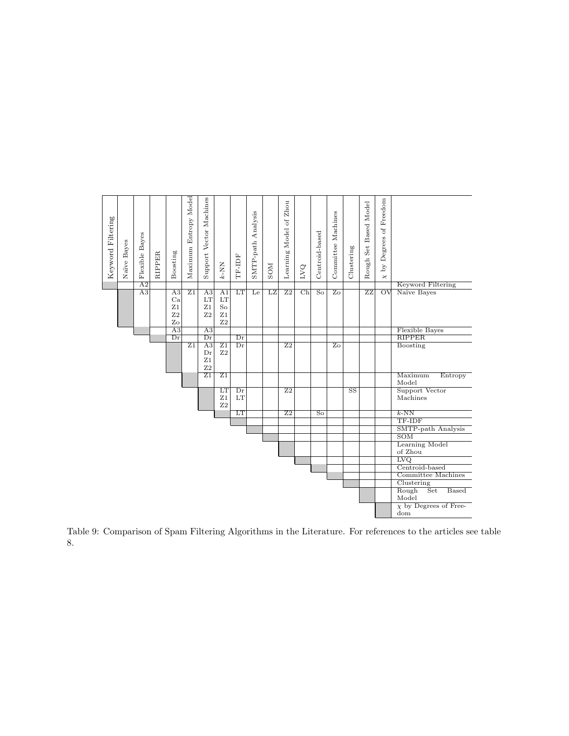| | Keyword Filtering | Naïve Bayes | Flexible Bayes | RIPPER | Boosting | Maximum Entropy Model | Support Vector Machines | $k$-NN | TF-IDF | SMTP-path Analysis | SOM | Learning Model of Zhou | LVQ | Centroid-based | Committee Machines | Clustering | Rough Set Based Model | $\chi$ by Degrees of Freedom |
|---|---|---|---|---|---|---|---|---|---|---|---|---|---|---|---|---|---|---|
| Keyword Filtering | | | A2 | | | | | | | | | | | | | | | |
| Naïve Bayes | | | A3 | | A3 Ca Z1 Z2 Zo | Z1 | A3 LT Z1 Z2 | A1 LT So Z1 Z2 | LT | Le | LZ | Z2 | Ch | So | Zo | | ZZ | OV |
| Flexible Bayes | | | | | A3 | | A3 | | | | | | | | | | | |
| RIPPER | | | | | Dr | | Dr | | Dr | | | | | | | | | |
| Boosting | | | | | | Z1 | A3 Dr Z1 Z2 | Z1 Z2 | Dr | | | Z2 | | | Zo | | | |
| Maximum Entropy Model | | | | | | | Z1 | Z1 | | | | | | | | | | |
| Support Vector Machines | | | | | | | | LT Z1 Z2 | Dr LT | | | Z2 | | | | SS | | |
| $k$-NN | | | | | | | | | LT | | | Z2 | | So | | | | |
| TF-IDF | | | | | | | | | | | | | | | | | | |
| SMTP-path Analysis | | | | | | | | | | | | | | | | | | |
| SOM | | | | | | | | | | | | | | | | | | |
| Learning Model of Zhou | | | | | | | | | | | | | | | | | | |
| LVQ | | | | | | | | | | | | | | | | | | |
| Centroid-based | | | | | | | | | | | | | | | | | | |
| Committee Machines | | | | | | | | | | | | | | | | | | |
| Clustering | | | | | | | | | | | | | | | | | | |
| Rough Set Based Model | | | | | | | | | | | | | | | | | | |
| $\chi$ by Degrees of Freedom | | | | | | | | | | | | | | | | | | |

Table 9: Comparison of Spam Filtering Algorithms in the Literature. For references to the articles see table 8.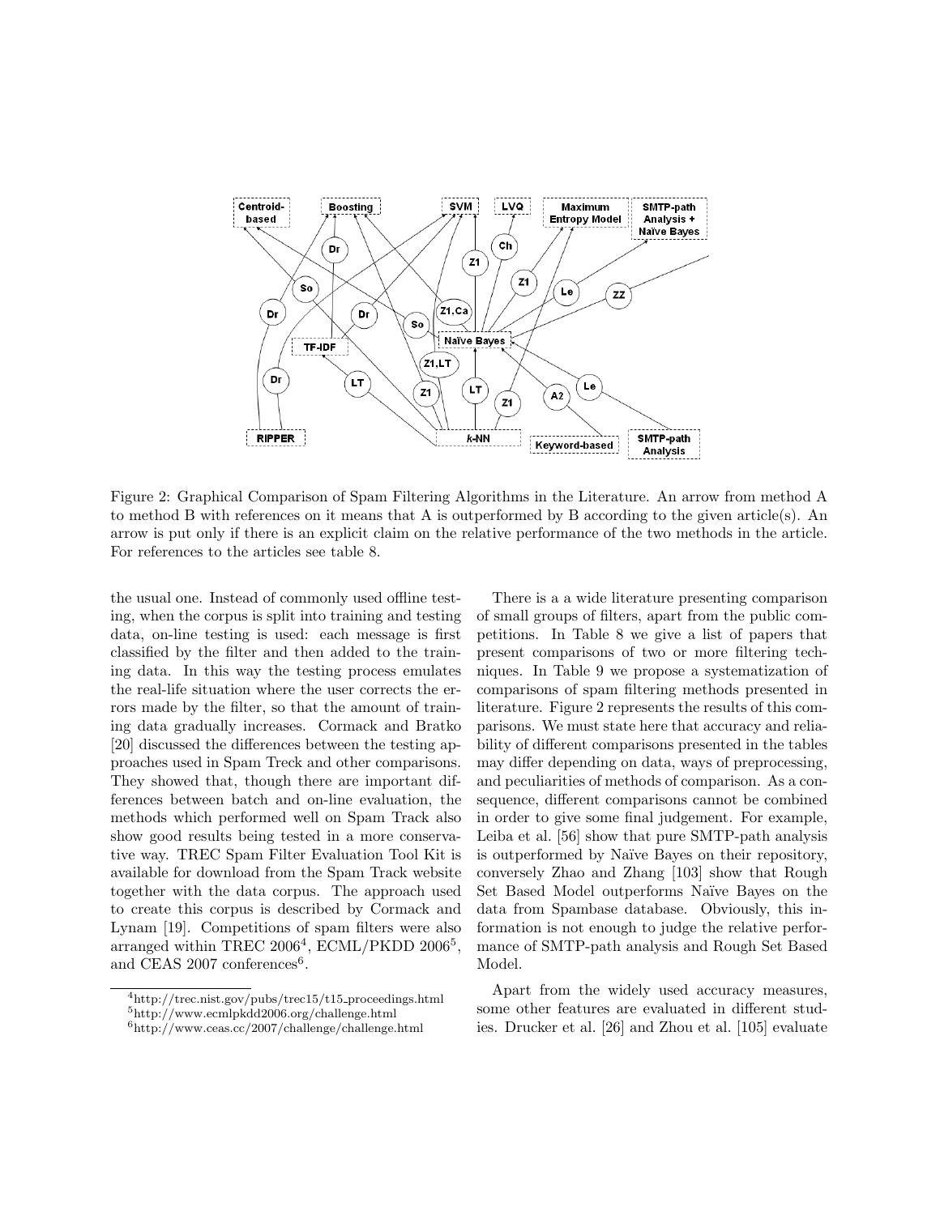Figure 2: Graphical Comparison of Spam Filtering Algorithms in the Literature. An arrow from method A to method B with references on it means that A is outperformed by B according to the given article(s). An arrow is put only if there is an explicit claim on the relative performance of the two methods in the article. For references to the articles see table 8.

the usual one. Instead of commonly used offline testing, when the corpus is split into training and testing data, on-line testing is used: each message is first classified by the filter and then added to the training data. In this way the testing process emulates the real-life situation where the user corrects the errors made by the filter, so that the amount of training data gradually increases. Cormack and Bratko [20] discussed the differences between the testing approaches used in Spam Treck and other comparisons. They showed that, though there are important differences between batch and on-line evaluation, the methods which performed well on Spam Track also show good results being tested in a more conservative way. TREC Spam Filter Evaluation Tool Kit is available for download from the Spam Track website together with the data corpus. The approach used to create this corpus is described by Cormack and Lynam [19]. Competitions of spam filters were also arranged within TREC 2006[4], ECML/PKDD 2006[5], and CEAS 2007 conferences[6].

There is a a wide literature presenting comparison of small groups of filters, apart from the public competitions. In Table 8 we give a list of papers that present comparisons of two or more filtering techniques. In Table 9 we propose a systematization of comparisons of spam filtering methods presented in literature. Figure 2 represents the results of this comparisons. We must state here that accuracy and reliability of different comparisons presented in the tables may differ depending on data, ways of preprocessing, and peculiarities of methods of comparison. As a consequence, different comparisons cannot be combined in order to give some final judgement. For example, Leiba et al. [56] show that pure SMTP-path analysis is outperformed by Naïve Bayes on their repository, conversely Zhao and Zhang [103] show that Rough Set Based Model outperforms Naïve Bayes on the data from Spambase database. Obviously, this information is not enough to judge the relative performance of SMTP-path analysis and Rough Set Based Model.

Apart from the widely used accuracy measures, some other features are evaluated in different studies. Drucker et al. [26] and Zhou et al. [105] evaluate

[4] http://trec.nist.gov/pubs/trec15/t15_proceedings.html

[5] http://www.ecmlpkdd2006.org/challenge.html

[6] http://www.ceas.cc/2007/challenge/challenge.html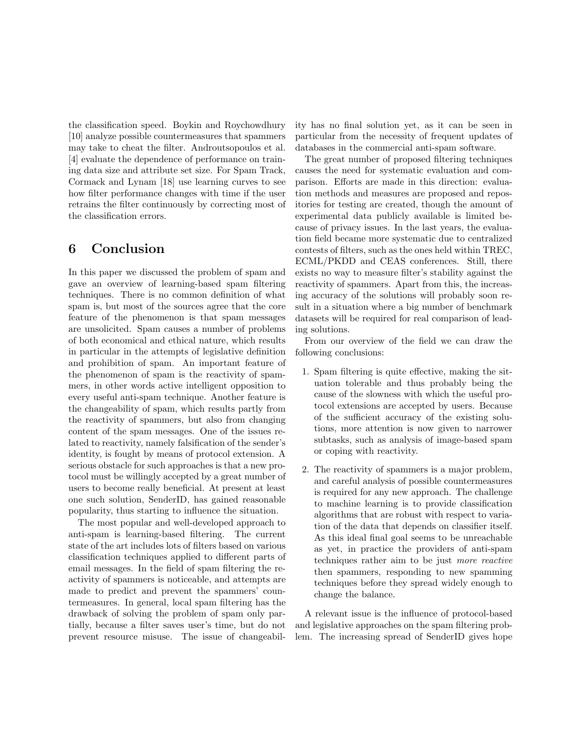the classification speed. Boykin and Roychowdhury [10] analyze possible countermeasures that spammers may take to cheat the filter. Androutsopoulos et al. [4] evaluate the dependence of performance on training data size and attribute set size. For Spam Track, Cormack and Lynam [18] use learning curves to see how filter performance changes with time if the user retrains the filter continuously by correcting most of the classification errors.

# 6 Conclusion

In this paper we discussed the problem of spam and gave an overview of learning-based spam filtering techniques. There is no common definition of what spam is, but most of the sources agree that the core feature of the phenomenon is that spam messages are unsolicited. Spam causes a number of problems of both economical and ethical nature, which results in particular in the attempts of legislative definition and prohibition of spam. An important feature of the phenomenon of spam is the reactivity of spammers, in other words active intelligent opposition to every useful anti-spam technique. Another feature is the changeability of spam, which results partly from the reactivity of spammers, but also from changing content of the spam messages. One of the issues related to reactivity, namely falsification of the sender's identity, is fought by means of protocol extension. A serious obstacle for such approaches is that a new protocol must be willingly accepted by a great number of users to become really beneficial. At present at least one such solution, SenderID, has gained reasonable popularity, thus starting to influence the situation.

The most popular and well-developed approach to anti-spam is learning-based filtering. The current state of the art includes lots of filters based on various classification techniques applied to different parts of email messages. In the field of spam filtering the reactivity of spammers is noticeable, and attempts are made to predict and prevent the spammers' countermeasures. In general, local spam filtering has the drawback of solving the problem of spam only partially, because a filter saves user's time, but do not prevent resource misuse. The issue of changeability has no final solution yet, as it can be seen in particular from the necessity of frequent updates of databases in the commercial anti-spam software.

The great number of proposed filtering techniques causes the need for systematic evaluation and comparison. Efforts are made in this direction: evaluation methods and measures are proposed and repositories for testing are created, though the amount of experimental data publicly available is limited because of privacy issues. In the last years, the evaluation field became more systematic due to centralized contests of filters, such as the ones held within TREC, ECML/PKDD and CEAS conferences. Still, there exists no way to measure filter's stability against the reactivity of spammers. Apart from this, the increasing accuracy of the solutions will probably soon result in a situation where a big number of benchmark datasets will be required for real comparison of leading solutions.

From our overview of the field we can draw the following conclusions:

1. Spam filtering is quite effective, making the situation tolerable and thus probably being the cause of the slowness with which the useful protocol extensions are accepted by users. Because of the sufficient accuracy of the existing solutions, more attention is now given to narrower subtasks, such as analysis of image-based spam or coping with reactivity.

2. The reactivity of spammers is a major problem, and careful analysis of possible countermeasures is required for any new approach. The challenge to machine learning is to provide classification algorithms that are robust with respect to variation of the data that depends on classifier itself. As this ideal final goal seems to be unreachable as yet, in practice the providers of anti-spam techniques rather aim to be just *more reactive* then spammers, responding to new spamming techniques before they spread widely enough to change the balance.

A relevant issue is the influence of protocol-based and legislative approaches on the spam filtering problem. The increasing spread of SenderID gives hope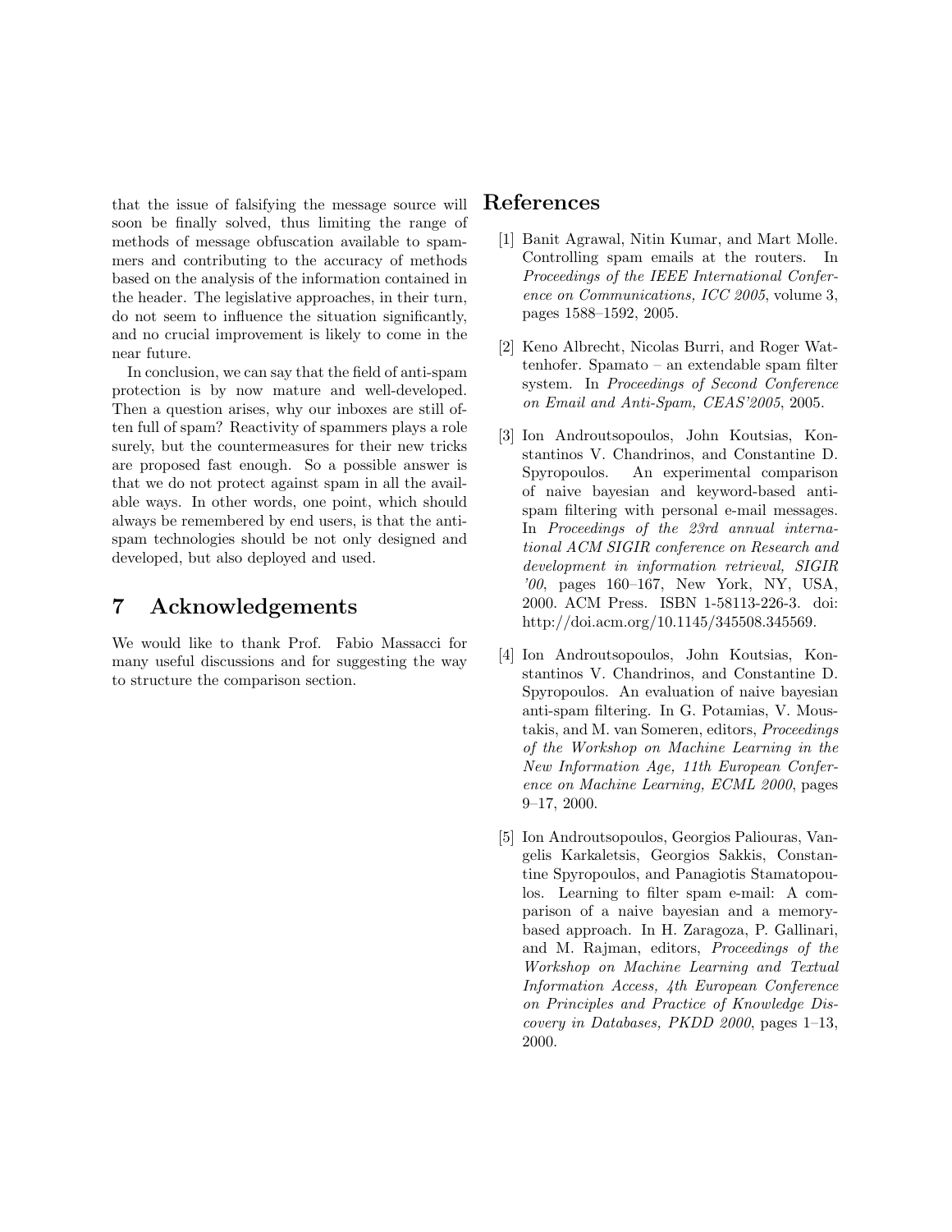that the issue of falsifying the message source will soon be finally solved, thus limiting the range of methods of message obfuscation available to spammers and contributing to the accuracy of methods based on the analysis of the information contained in the header. The legislative approaches, in their turn, do not seem to influence the situation significantly, and no crucial improvement is likely to come in the near future.

In conclusion, we can say that the field of anti-spam protection is by now mature and well-developed. Then a question arises, why our inboxes are still often full of spam? Reactivity of spammers plays a role surely, but the countermeasures for their new tricks are proposed fast enough. So a possible answer is that we do not protect against spam in all the available ways. In other words, one point, which should always be remembered by end users, is that the anti-spam technologies should be not only designed and developed, but also deployed and used.

## 7 Acknowledgements

We would like to thank Prof. Fabio Massacci for many useful discussions and for suggesting the way to structure the comparison section.

## References

[1] Banit Agrawal, Nitin Kumar, and Mart Molle. Controlling spam emails at the routers. In *Proceedings of the IEEE International Conference on Communications, ICC 2005*, volume 3, pages 1588–1592, 2005.

[2] Keno Albrecht, Nicolas Burri, and Roger Wattenhofer. Spamato – an extendable spam filter system. In *Proceedings of Second Conference on Email and Anti-Spam, CEAS'2005*, 2005.

[3] Ion Androutsopoulos, John Koutsias, Konstantinos V. Chandrinos, and Constantine D. Spyropoulos. An experimental comparison of naive bayesian and keyword-based anti-spam filtering with personal e-mail messages. In *Proceedings of the 23rd annual international ACM SIGIR conference on Research and development in information retrieval, SIGIR '00*, pages 160–167, New York, NY, USA, 2000. ACM Press. ISBN 1-58113-226-3. doi: http://doi.acm.org/10.1145/345508.345569.

[4] Ion Androutsopoulos, John Koutsias, Konstantinos V. Chandrinos, and Constantine D. Spyropoulos. An evaluation of naive bayesian anti-spam filtering. In G. Potamias, V. Moustakis, and M. van Someren, editors, *Proceedings of the Workshop on Machine Learning in the New Information Age, 11th European Conference on Machine Learning, ECML 2000*, pages 9–17, 2000.

[5] Ion Androutsopoulos, Georgios Paliouras, Vangelis Karkaletsis, Georgios Sakkis, Constantine Spyropoulos, and Panagiotis Stamatopoulos. Learning to filter spam e-mail: A comparison of a naive bayesian and a memory-based approach. In H. Zaragoza, P. Gallinari, and M. Rajman, editors, *Proceedings of the Workshop on Machine Learning and Textual Information Access, 4th European Conference on Principles and Practice of Knowledge Discovery in Databases, PKDD 2000*, pages 1–13, 2000.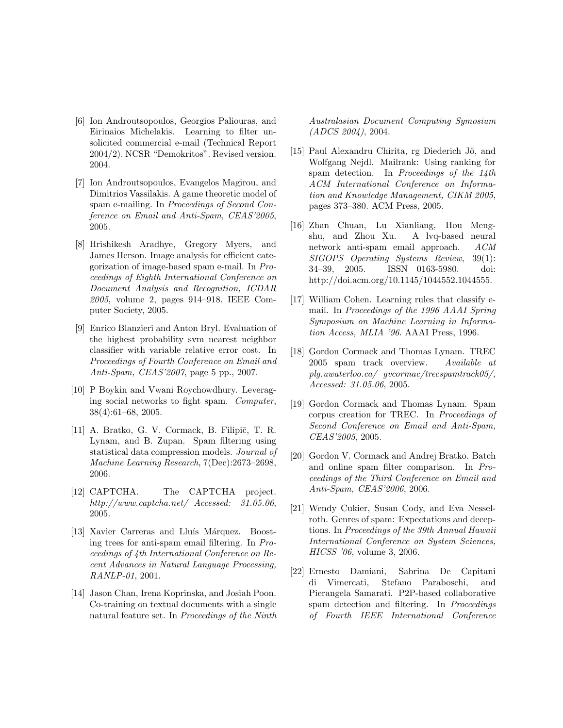[6] Ion Androutsopoulos, Georgios Paliouras, and Eirinaios Michelakis. Learning to filter unsolicited commercial e-mail (Technical Report 2004/2). NCSR "Demokritos". Revised version. 2004.

[7] Ion Androutsopoulos, Evangelos Magirou, and Dimitrios Vassilakis. A game theoretic model of spam e-mailing. In *Proceedings of Second Conference on Email and Anti-Spam, CEAS'2005*, 2005.

[8] Hrishikesh Aradhye, Gregory Myers, and James Herson. Image analysis for efficient categorization of image-based spam e-mail. In *Proceedings of Eighth International Conference on Document Analysis and Recognition, ICDAR 2005*, volume 2, pages 914–918. IEEE Computer Society, 2005.

[9] Enrico Blanzieri and Anton Bryl. Evaluation of the highest probability svm nearest neighbor classifier with variable relative error cost. In *Proceedings of Fourth Conference on Email and Anti-Spam, CEAS'2007*, page 5 pp., 2007.

[10] P Boykin and Vwani Roychowdhury. Leveraging social networks to fight spam. *Computer*, 38(4):61–68, 2005.

[11] A. Bratko, G. V. Cormack, B. Filipič, T. R. Lynam, and B. Zupan. Spam filtering using statistical data compression models. *Journal of Machine Learning Research*, 7(Dec):2673–2698, 2006.

[12] CAPTCHA. The CAPTCHA project. *http://www.captcha.net/ Accessed: 31.05.06*, 2005.

[13] Xavier Carreras and Lluís Márquez. Boosting trees for anti-spam email filtering. In *Proceedings of 4th International Conference on Recent Advances in Natural Language Processing, RANLP-01*, 2001.

[14] Jason Chan, Irena Koprinska, and Josiah Poon. Co-training on textual documents with a single natural feature set. In *Proceedings of the Ninth Australasian Document Computing Symosium (ADCS 2004)*, 2004.

[15] Paul Alexandru Chirita, rg Diederich Jö, and Wolfgang Nejdl. Mailrank: Using ranking for spam detection. In *Proceedings of the 14th ACM International Conference on Information and Knowledge Management, CIKM 2005*, pages 373–380. ACM Press, 2005.

[16] Zhan Chuan, Lu Xianliang, Hou Mengshu, and Zhou Xu. A lvq-based neural network anti-spam email approach. *ACM SIGOPS Operating Systems Review*, 39(1): 34–39, 2005. ISSN 0163-5980. doi: http://doi.acm.org/10.1145/1044552.1044555.

[17] William Cohen. Learning rules that classify e-mail. In *Proceedings of the 1996 AAAI Spring Symposium on Machine Learning in Information Access, MLIA '96*. AAAI Press, 1996.

[18] Gordon Cormack and Thomas Lynam. TREC 2005 spam track overview. *Available at plg.uwaterloo.ca/ gvcormac/trecspamtrack05/, Accessed: 31.05.06*, 2005.

[19] Gordon Cormack and Thomas Lynam. Spam corpus creation for TREC. In *Proceedings of Second Conference on Email and Anti-Spam, CEAS'2005*, 2005.

[20] Gordon V. Cormack and Andrej Bratko. Batch and online spam filter comparison. In *Proceedings of the Third Conference on Email and Anti-Spam, CEAS'2006*, 2006.

[21] Wendy Cukier, Susan Cody, and Eva Nesselroth. Genres of spam: Expectations and deceptions. In *Proceedings of the 39th Annual Hawaii International Conference on System Sciences, HICSS '06*, volume 3, 2006.

[22] Ernesto Damiani, Sabrina De Capitani di Vimercati, Stefano Paraboschi, and Pierangela Samarati. P2P-based collaborative spam detection and filtering. In *Proceedings of Fourth IEEE International Conference*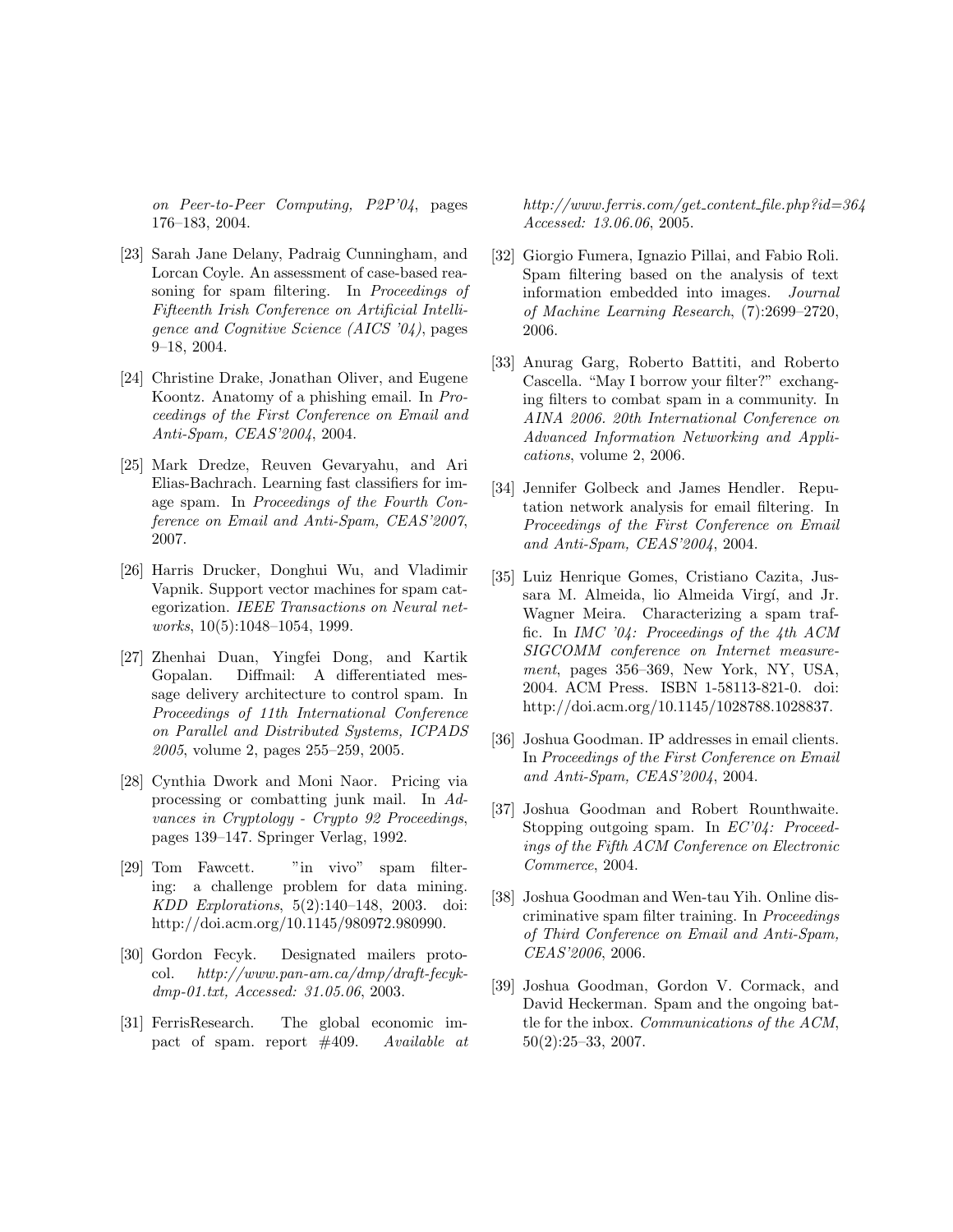*on Peer-to-Peer Computing, P2P'04*, pages 176–183, 2004.

[23] Sarah Jane Delany, Padraig Cunningham, and Lorcan Coyle. An assessment of case-based reasoning for spam filtering. In *Proceedings of Fifteenth Irish Conference on Artificial Intelligence and Cognitive Science (AICS '04)*, pages 9–18, 2004.

[24] Christine Drake, Jonathan Oliver, and Eugene Koontz. Anatomy of a phishing email. In *Proceedings of the First Conference on Email and Anti-Spam, CEAS'2004*, 2004.

[25] Mark Dredze, Reuven Gevaryahu, and Ari Elias-Bachrach. Learning fast classifiers for image spam. In *Proceedings of the Fourth Conference on Email and Anti-Spam, CEAS'2007*, 2007.

[26] Harris Drucker, Donghui Wu, and Vladimir Vapnik. Support vector machines for spam categorization. *IEEE Transactions on Neural networks*, 10(5):1048–1054, 1999.

[27] Zhenhai Duan, Yingfei Dong, and Kartik Gopalan. Diffmail: A differentiated message delivery architecture to control spam. In *Proceedings of 11th International Conference on Parallel and Distributed Systems, ICPADS 2005*, volume 2, pages 255–259, 2005.

[28] Cynthia Dwork and Moni Naor. Pricing via processing or combatting junk mail. In *Advances in Cryptology - Crypto 92 Proceedings*, pages 139–147. Springer Verlag, 1992.

[29] Tom Fawcett. "in vivo" spam filtering: a challenge problem for data mining. *KDD Explorations*, 5(2):140–148, 2003. doi: http://doi.acm.org/10.1145/980972.980990.

[30] Gordon Fecyk. Designated mailers protocol. *http://www.pan-am.ca/dmp/draft-fecyk-dmp-01.txt, Accessed: 31.05.06*, 2003.

[31] FerrisResearch. The global economic impact of spam. report #409. *Available at http://www.ferris.com/get_content_file.php?id=364 Accessed: 13.06.06*, 2005.

[32] Giorgio Fumera, Ignazio Pillai, and Fabio Roli. Spam filtering based on the analysis of text information embedded into images. *Journal of Machine Learning Research*, (7):2699–2720, 2006.

[33] Anurag Garg, Roberto Battiti, and Roberto Cascella. "May I borrow your filter?" exchanging filters to combat spam in a community. In *AINA 2006. 20th International Conference on Advanced Information Networking and Applications*, volume 2, 2006.

[34] Jennifer Golbeck and James Hendler. Reputation network analysis for email filtering. In *Proceedings of the First Conference on Email and Anti-Spam, CEAS'2004*, 2004.

[35] Luiz Henrique Gomes, Cristiano Cazita, Jussara M. Almeida, lio Almeida Virgí, and Jr. Wagner Meira. Characterizing a spam traffic. In *IMC '04: Proceedings of the 4th ACM SIGCOMM conference on Internet measurement*, pages 356–369, New York, NY, USA, 2004. ACM Press. ISBN 1-58113-821-0. doi: http://doi.acm.org/10.1145/1028788.1028837.

[36] Joshua Goodman. IP addresses in email clients. In *Proceedings of the First Conference on Email and Anti-Spam, CEAS'2004*, 2004.

[37] Joshua Goodman and Robert Rounthwaite. Stopping outgoing spam. In *EC'04: Proceedings of the Fifth ACM Conference on Electronic Commerce*, 2004.

[38] Joshua Goodman and Wen-tau Yih. Online discriminative spam filter training. In *Proceedings of Third Conference on Email and Anti-Spam, CEAS'2006*, 2006.

[39] Joshua Goodman, Gordon V. Cormack, and David Heckerman. Spam and the ongoing battle for the inbox. *Communications of the ACM*, 50(2):25–33, 2007.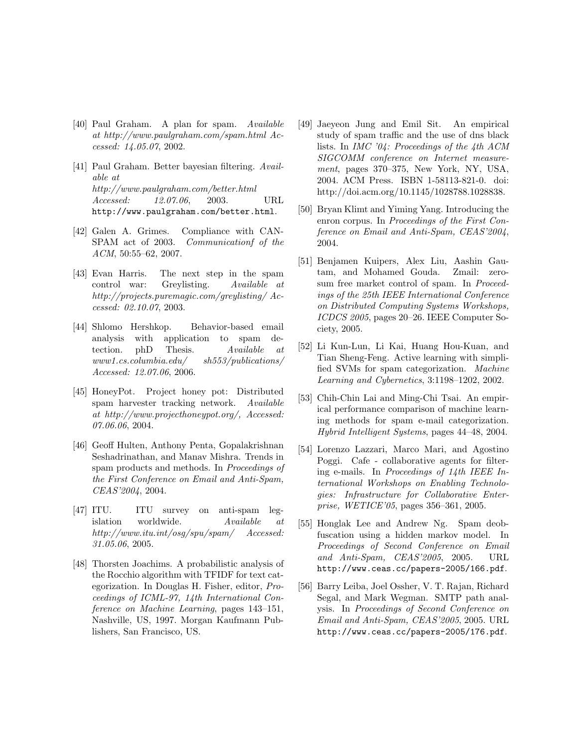[40] Paul Graham. A plan for spam. *Available at http://www.paulgraham.com/spam.html Accessed: 14.05.07*, 2002.

[41] Paul Graham. Better bayesian filtering. *Available at http://www.paulgraham.com/better.html Accessed: 12.07.06*, 2003. URL `http://www.paulgraham.com/better.html`.

[42] Galen A. Grimes. Compliance with CAN-SPAM act of 2003. *Communicationf of the ACM*, 50:55–62, 2007.

[43] Evan Harris. The next step in the spam control war: Greylisting. *Available at http://projects.puremagic.com/greylisting/ Accessed: 02.10.07*, 2003.

[44] Shlomo Hershkop. Behavior-based email analysis with application to spam detection. phD Thesis. *Available at www1.cs.columbia.edu/ sh553/publications/ Accessed: 12.07.06*, 2006.

[45] HoneyPot. Project honey pot: Distributed spam harvester tracking network. *Available at http://www.projecthoneypot.org/, Accessed: 07.06.06*, 2004.

[46] Geoff Hulten, Anthony Penta, Gopalakrishnan Seshadrinathan, and Manav Mishra. Trends in spam products and methods. In *Proceedings of the First Conference on Email and Anti-Spam, CEAS'2004*, 2004.

[47] ITU. ITU survey on anti-spam legislation worldwide. *Available at http://www.itu.int/osg/spu/spam/ Accessed: 31.05.06*, 2005.

[48] Thorsten Joachims. A probabilistic analysis of the Rocchio algorithm with TFIDF for text categorization. In Douglas H. Fisher, editor, *Proceedings of ICML-97, 14th International Conference on Machine Learning*, pages 143–151, Nashville, US, 1997. Morgan Kaufmann Publishers, San Francisco, US.

[49] Jaeyeon Jung and Emil Sit. An empirical study of spam traffic and the use of dns black lists. In *IMC '04: Proceedings of the 4th ACM SIGCOMM conference on Internet measurement*, pages 370–375, New York, NY, USA, 2004. ACM Press. ISBN 1-58113-821-0. doi: http://doi.acm.org/10.1145/1028788.1028838.

[50] Bryan Klimt and Yiming Yang. Introducing the enron corpus. In *Proceedings of the First Conference on Email and Anti-Spam, CEAS'2004*, 2004.

[51] Benjamen Kuipers, Alex Liu, Aashin Gautam, and Mohamed Gouda. Zmail: zero-sum free market control of spam. In *Proceedings of the 25th IEEE International Conference on Distributed Computing Systems Workshops, ICDCS 2005*, pages 20–26. IEEE Computer Society, 2005.

[52] Li Kun-Lun, Li Kai, Huang Hou-Kuan, and Tian Sheng-Feng. Active learning with simplified SVMs for spam categorization. *Machine Learning and Cybernetics*, 3:1198–1202, 2002.

[53] Chih-Chin Lai and Ming-Chi Tsai. An empirical performance comparison of machine learning methods for spam e-mail categorization. *Hybrid Intelligent Systems*, pages 44–48, 2004.

[54] Lorenzo Lazzari, Marco Mari, and Agostino Poggi. Cafe - collaborative agents for filtering e-mails. In *Proceedings of 14th IEEE International Workshops on Enabling Technologies: Infrastructure for Collaborative Enterprise, WETICE'05*, pages 356–361, 2005.

[55] Honglak Lee and Andrew Ng. Spam deobfuscation using a hidden markov model. In *Proceedings of Second Conference on Email and Anti-Spam, CEAS'2005*, 2005. URL `http://www.ceas.cc/papers-2005/166.pdf`.

[56] Barry Leiba, Joel Ossher, V. T. Rajan, Richard Segal, and Mark Wegman. SMTP path analysis. In *Proceedings of Second Conference on Email and Anti-Spam, CEAS'2005*, 2005. URL `http://www.ceas.cc/papers-2005/176.pdf`.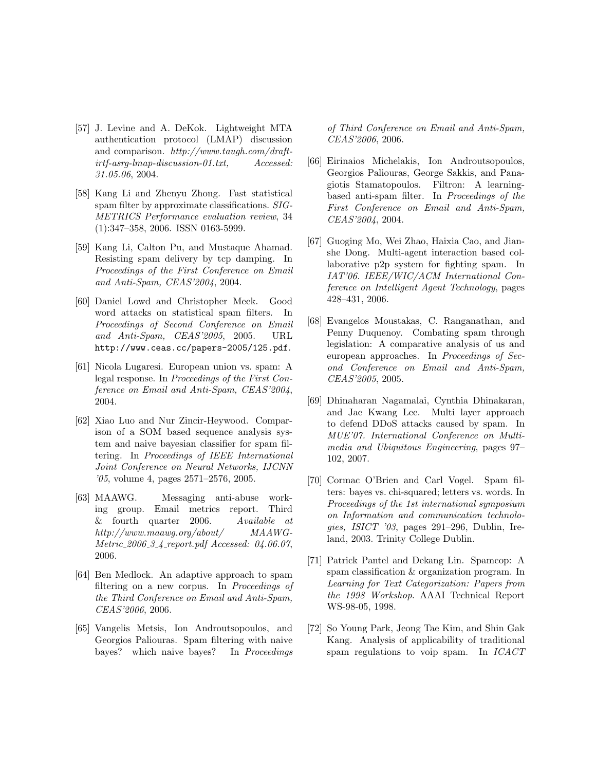[57] J. Levine and A. DeKok. Lightweight MTA authentication protocol (LMAP) discussion and comparison. *http://www.taugh.com/draft-irtf-asrg-lmap-discussion-01.txt, Accessed: 31.05.06*, 2004.

[58] Kang Li and Zhenyu Zhong. Fast statistical spam filter by approximate classifications. *SIGMETRICS Performance evaluation review*, 34 (1):347–358, 2006. ISSN 0163-5999.

[59] Kang Li, Calton Pu, and Mustaque Ahamad. Resisting spam delivery by tcp damping. In *Proceedings of the First Conference on Email and Anti-Spam, CEAS'2004*, 2004.

[60] Daniel Lowd and Christopher Meek. Good word attacks on statistical spam filters. In *Proceedings of Second Conference on Email and Anti-Spam, CEAS'2005*, 2005. URL `http://www.ceas.cc/papers-2005/125.pdf`.

[61] Nicola Lugaresi. European union vs. spam: A legal response. In *Proceedings of the First Conference on Email and Anti-Spam, CEAS'2004*, 2004.

[62] Xiao Luo and Nur Zincir-Heywood. Comparison of a SOM based sequence analysis system and naive bayesian classifier for spam filtering. In *Proceedings of IEEE International Joint Conference on Neural Networks, IJCNN '05*, volume 4, pages 2571–2576, 2005.

[63] MAAWG. Messaging anti-abuse working group. Email metrics report. Third & fourth quarter 2006. *Available at http://www.maawg.org/about/ MAAWG-Metric_2006_3_4_report.pdf Accessed: 04.06.07*, 2006.

[64] Ben Medlock. An adaptive approach to spam filtering on a new corpus. In *Proceedings of the Third Conference on Email and Anti-Spam, CEAS'2006*, 2006.

[65] Vangelis Metsis, Ion Androutsopoulos, and Georgios Paliouras. Spam filtering with naive bayes? which naive bayes? In *Proceedings of Third Conference on Email and Anti-Spam, CEAS'2006*, 2006.

[66] Eirinaios Michelakis, Ion Androutsopoulos, Georgios Paliouras, George Sakkis, and Panagiotis Stamatopoulos. Filtron: A learning-based anti-spam filter. In *Proceedings of the First Conference on Email and Anti-Spam, CEAS'2004*, 2004.

[67] Guoging Mo, Wei Zhao, Haixia Cao, and Jianshe Dong. Multi-agent interaction based collaborative p2p system for fighting spam. In *IAT'06. IEEE/WIC/ACM International Conference on Intelligent Agent Technology*, pages 428–431, 2006.

[68] Evangelos Moustakas, C. Ranganathan, and Penny Duquenoy. Combating spam through legislation: A comparative analysis of us and european approaches. In *Proceedings of Second Conference on Email and Anti-Spam, CEAS'2005*, 2005.

[69] Dhinaharan Nagamalai, Cynthia Dhinakaran, and Jae Kwang Lee. Multi layer approach to defend DDoS attacks caused by spam. In *MUE'07. International Conference on Multimedia and Ubiquitous Engineering*, pages 97–102, 2007.

[70] Cormac O'Brien and Carl Vogel. Spam filters: bayes vs. chi-squared; letters vs. words. In *Proceedings of the 1st international symposium on Information and communication technologies, ISICT '03*, pages 291–296, Dublin, Ireland, 2003. Trinity College Dublin.

[71] Patrick Pantel and Dekang Lin. Spamcop: A spam classification & organization program. In *Learning for Text Categorization: Papers from the 1998 Workshop.* AAAI Technical Report WS-98-05, 1998.

[72] So Young Park, Jeong Tae Kim, and Shin Gak Kang. Analysis of applicability of traditional spam regulations to voip spam. In *ICACT*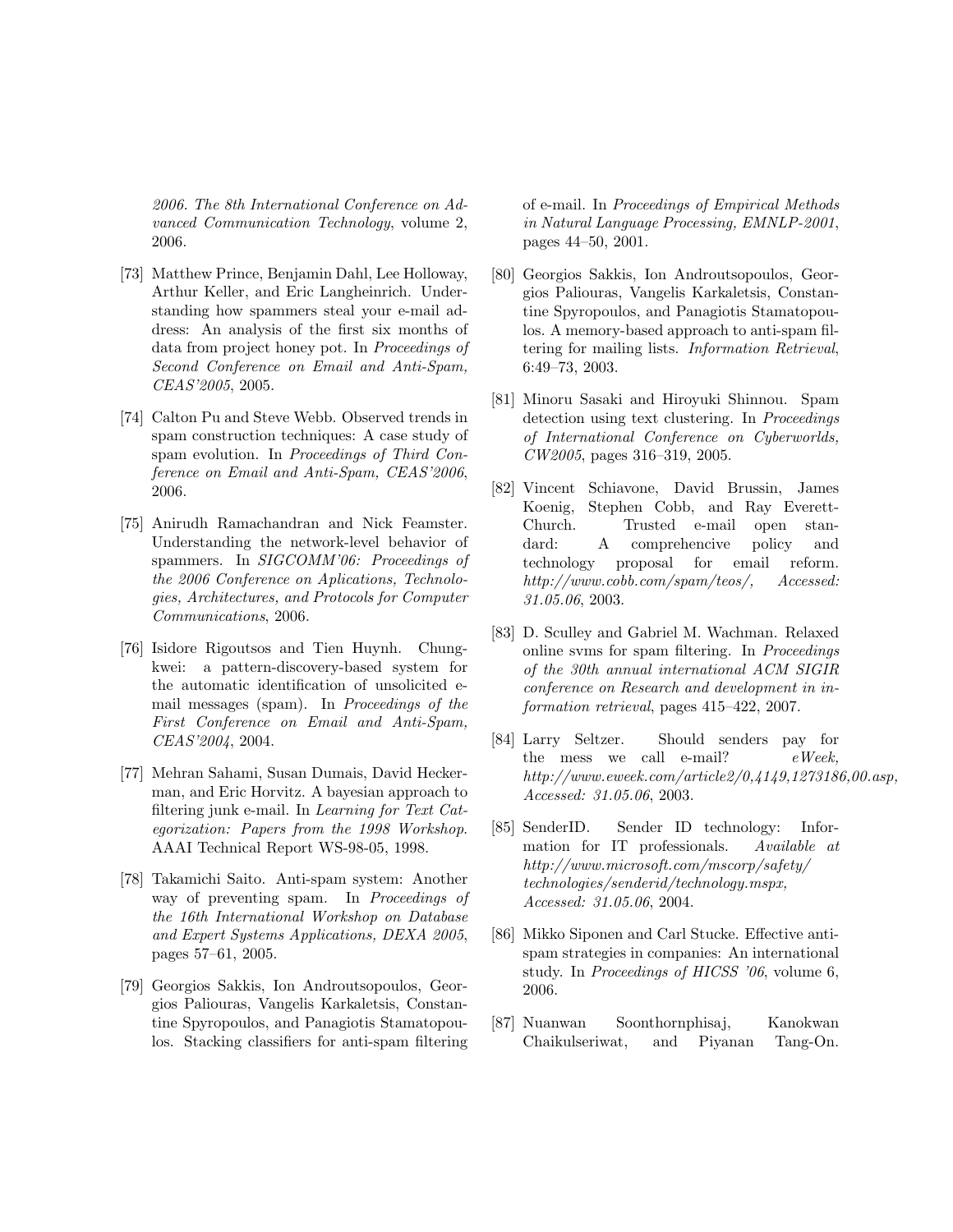*2006. The 8th International Conference on Advanced Communication Technology*, volume 2, 2006.

[73] Matthew Prince, Benjamin Dahl, Lee Holloway, Arthur Keller, and Eric Langheinrich. Understanding how spammers steal your e-mail address: An analysis of the first six months of data from project honey pot. In *Proceedings of Second Conference on Email and Anti-Spam, CEAS'2005*, 2005.

[74] Calton Pu and Steve Webb. Observed trends in spam construction techniques: A case study of spam evolution. In *Proceedings of Third Conference on Email and Anti-Spam, CEAS'2006*, 2006.

[75] Anirudh Ramachandran and Nick Feamster. Understanding the network-level behavior of spammers. In *SIGCOMM'06: Proceedings of the 2006 Conference on Aplications, Technologies, Architectures, and Protocols for Computer Communications*, 2006.

[76] Isidore Rigoutsos and Tien Huynh. Chung-kwei: a pattern-discovery-based system for the automatic identification of unsolicited e-mail messages (spam). In *Proceedings of the First Conference on Email and Anti-Spam, CEAS'2004*, 2004.

[77] Mehran Sahami, Susan Dumais, David Heckerman, and Eric Horvitz. A bayesian approach to filtering junk e-mail. In *Learning for Text Categorization: Papers from the 1998 Workshop.* AAAI Technical Report WS-98-05, 1998.

[78] Takamichi Saito. Anti-spam system: Another way of preventing spam. In *Proceedings of the 16th International Workshop on Database and Expert Systems Applications, DEXA 2005*, pages 57–61, 2005.

[79] Georgios Sakkis, Ion Androutsopoulos, Georgios Paliouras, Vangelis Karkaletsis, Constantine Spyropoulos, and Panagiotis Stamatopoulos. Stacking classifiers for anti-spam filtering of e-mail. In *Proceedings of Empirical Methods in Natural Language Processing, EMNLP-2001*, pages 44–50, 2001.

[80] Georgios Sakkis, Ion Androutsopoulos, Georgios Paliouras, Vangelis Karkaletsis, Constantine Spyropoulos, and Panagiotis Stamatopoulos. A memory-based approach to anti-spam filtering for mailing lists. *Information Retrieval*, 6:49–73, 2003.

[81] Minoru Sasaki and Hiroyuki Shinnou. Spam detection using text clustering. In *Proceedings of International Conference on Cyberworlds, CW2005*, pages 316–319, 2005.

[82] Vincent Schiavone, David Brussin, James Koenig, Stephen Cobb, and Ray Everett-Church. Trusted e-mail open standard: A comprehencive policy and technology proposal for email reform. *http://www.cobb.com/spam/teos/, Accessed: 31.05.06*, 2003.

[83] D. Sculley and Gabriel M. Wachman. Relaxed online svms for spam filtering. In *Proceedings of the 30th annual international ACM SIGIR conference on Research and development in information retrieval*, pages 415–422, 2007.

[84] Larry Seltzer. Should senders pay for the mess we call e-mail? *eWeek, http://www.eweek.com/article2/0,4149,1273186,00.asp, Accessed: 31.05.06*, 2003.

[85] SenderID. Sender ID technology: Information for IT professionals. *Available at http://www.microsoft.com/mscorp/safety/technologies/senderid/technology.mspx, Accessed: 31.05.06*, 2004.

[86] Mikko Siponen and Carl Stucke. Effective anti-spam strategies in companies: An international study. In *Proceedings of HICSS '06*, volume 6, 2006.

[87] Nuanwan Soonthornphisaj, Kanokwan Chaikulseriwat, and Piyanan Tang-On.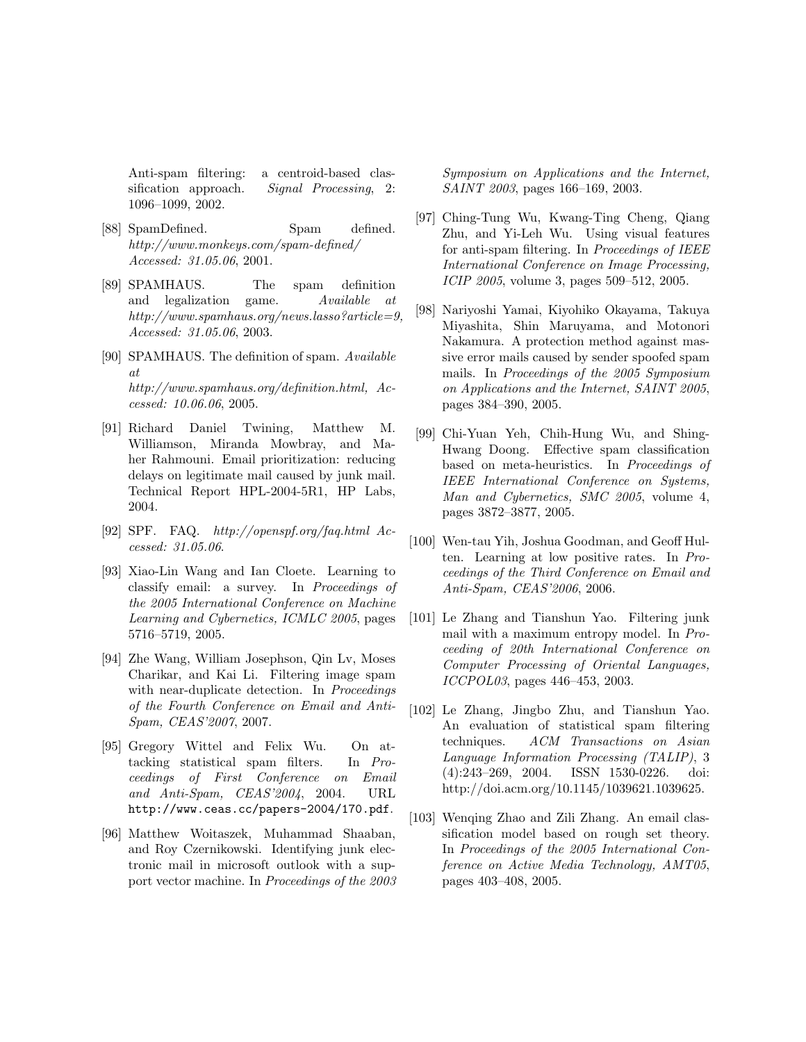Anti-spam filtering: a centroid-based classification approach. *Signal Processing*, 2: 1096–1099, 2002.

[88] SpamDefined. Spam defined. *http://www.monkeys.com/spam-defined/ Accessed: 31.05.06*, 2001.

[89] SPAMHAUS. The spam definition and legalization game. *Available at http://www.spamhaus.org/news.lasso?article=9, Accessed: 31.05.06*, 2003.

[90] SPAMHAUS. The definition of spam. *Available at http://www.spamhaus.org/definition.html, Accessed: 10.06.06*, 2005.

[91] Richard Daniel Twining, Matthew M. Williamson, Miranda Mowbray, and Maher Rahmouni. Email prioritization: reducing delays on legitimate mail caused by junk mail. Technical Report HPL-2004-5R1, HP Labs, 2004.

[92] SPF. FAQ. *http://openspf.org/faq.html Accessed: 31.05.06*.

[93] Xiao-Lin Wang and Ian Cloete. Learning to classify email: a survey. In *Proceedings of the 2005 International Conference on Machine Learning and Cybernetics, ICMLC 2005*, pages 5716–5719, 2005.

[94] Zhe Wang, William Josephson, Qin Lv, Moses Charikar, and Kai Li. Filtering image spam with near-duplicate detection. In *Proceedings of the Fourth Conference on Email and Anti-Spam, CEAS'2007*, 2007.

[95] Gregory Wittel and Felix Wu. On attacking statistical spam filters. In *Proceedings of First Conference on Email and Anti-Spam, CEAS'2004*, 2004. URL `http://www.ceas.cc/papers-2004/170.pdf`.

[96] Matthew Woitaszek, Muhammad Shaaban, and Roy Czernikowski. Identifying junk electronic mail in microsoft outlook with a support vector machine. In *Proceedings of the 2003 Symposium on Applications and the Internet, SAINT 2003*, pages 166–169, 2003.

[97] Ching-Tung Wu, Kwang-Ting Cheng, Qiang Zhu, and Yi-Leh Wu. Using visual features for anti-spam filtering. In *Proceedings of IEEE International Conference on Image Processing, ICIP 2005*, volume 3, pages 509–512, 2005.

[98] Nariyoshi Yamai, Kiyohiko Okayama, Takuya Miyashita, Shin Maruyama, and Motonori Nakamura. A protection method against massive error mails caused by sender spoofed spam mails. In *Proceedings of the 2005 Symposium on Applications and the Internet, SAINT 2005*, pages 384–390, 2005.

[99] Chi-Yuan Yeh, Chih-Hung Wu, and Shing-Hwang Doong. Effective spam classification based on meta-heuristics. In *Proceedings of IEEE International Conference on Systems, Man and Cybernetics, SMC 2005*, volume 4, pages 3872–3877, 2005.

[100] Wen-tau Yih, Joshua Goodman, and Geoff Hulten. Learning at low positive rates. In *Proceedings of the Third Conference on Email and Anti-Spam, CEAS'2006*, 2006.

[101] Le Zhang and Tianshun Yao. Filtering junk mail with a maximum entropy model. In *Proceeding of 20th International Conference on Computer Processing of Oriental Languages, ICCPOL03*, pages 446–453, 2003.

[102] Le Zhang, Jingbo Zhu, and Tianshun Yao. An evaluation of statistical spam filtering techniques. *ACM Transactions on Asian Language Information Processing (TALIP)*, 3 (4):243–269, 2004. ISSN 1530-0226. doi: http://doi.acm.org/10.1145/1039621.1039625.

[103] Wenqing Zhao and Zili Zhang. An email classification model based on rough set theory. In *Proceedings of the 2005 International Conference on Active Media Technology, AMT05*, pages 403–408, 2005.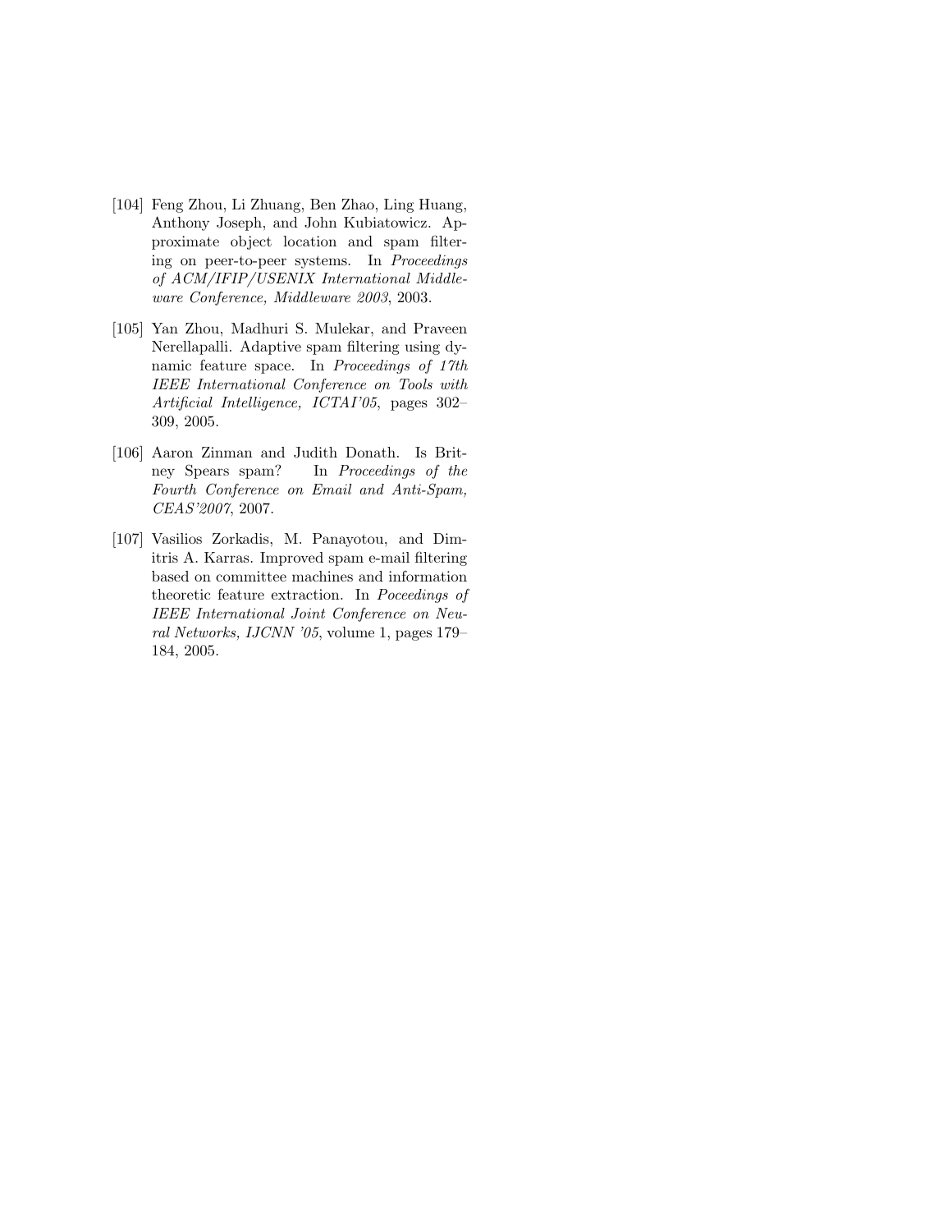[104] Feng Zhou, Li Zhuang, Ben Zhao, Ling Huang, Anthony Joseph, and John Kubiatowicz. Approximate object location and spam filtering on peer-to-peer systems. In *Proceedings of ACM/IFIP/USENIX International Middleware Conference, Middleware 2003*, 2003.

[105] Yan Zhou, Madhuri S. Mulekar, and Praveen Nerellapalli. Adaptive spam filtering using dynamic feature space. In *Proceedings of 17th IEEE International Conference on Tools with Artificial Intelligence, ICTAI'05*, pages 302–309, 2005.

[106] Aaron Zinman and Judith Donath. Is Britney Spears spam? In *Proceedings of the Fourth Conference on Email and Anti-Spam, CEAS'2007*, 2007.

[107] Vasilios Zorkadis, M. Panayotou, and Dimitris A. Karras. Improved spam e-mail filtering based on committee machines and information theoretic feature extraction. In *Poceedings of IEEE International Joint Conference on Neural Networks, IJCNN '05*, volume 1, pages 179–184, 2005.